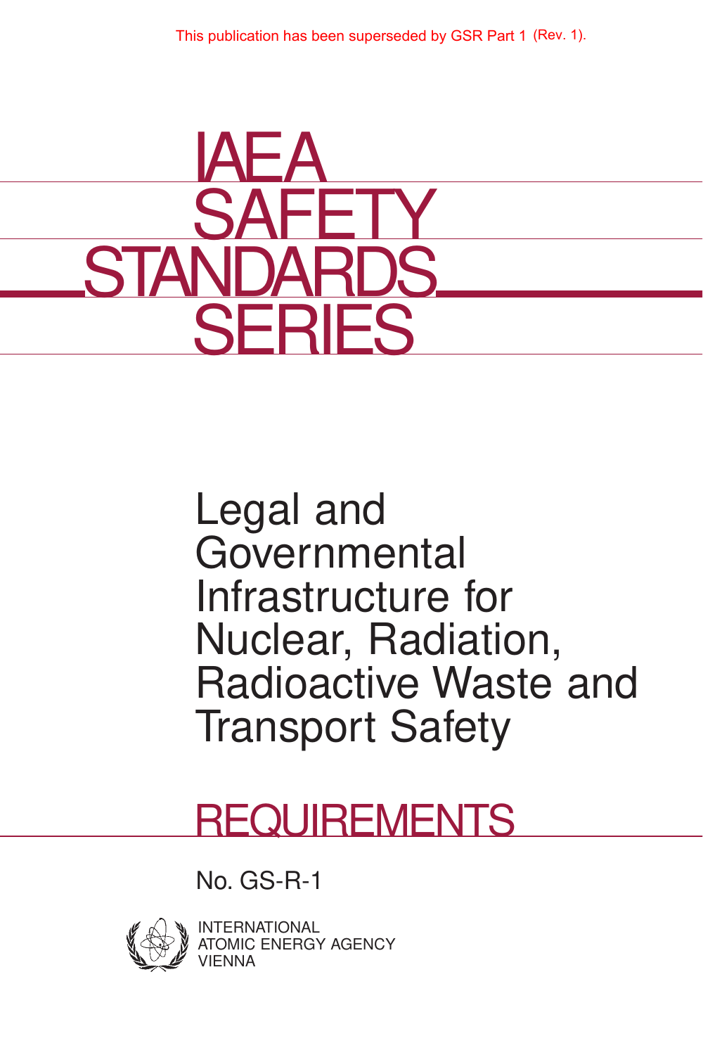This publication has been superseded by GSR Part 1 (Rev. 1).

# IAEA SAFETY STANDARDS SERIES

# Legal and Governmental Infrastructure for Nuclear, Radiation, Radioactive Waste and Transport Safety

## REQUIREMENTS

No. GS-R-1

INTERNATIONAL ATOMIC ENERGY AGENCY
VIENNA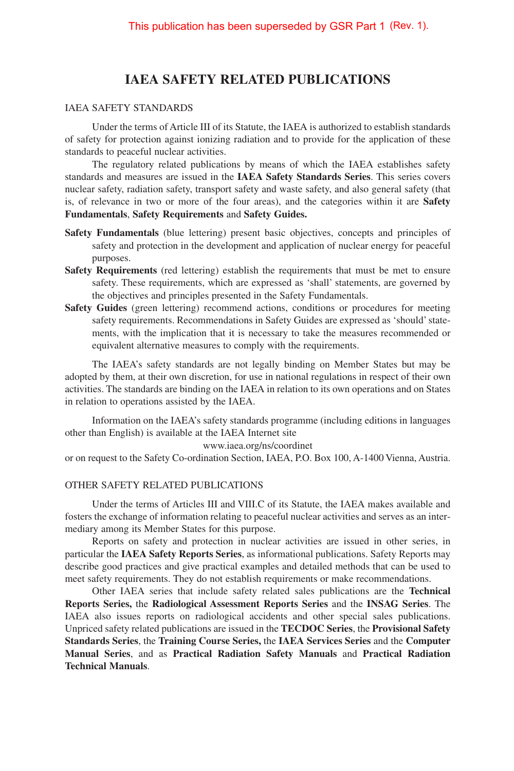This publication has been superseded by GSR Part 1 (Rev. 1).

# IAEA SAFETY RELATED PUBLICATIONS

## IAEA SAFETY STANDARDS

Under the terms of Article III of its Statute, the IAEA is authorized to establish standards of safety for protection against ionizing radiation and to provide for the application of these standards to peaceful nuclear activities.

The regulatory related publications by means of which the IAEA establishes safety standards and measures are issued in the **IAEA Safety Standards Series**. This series covers nuclear safety, radiation safety, transport safety and waste safety, and also general safety (that is, of relevance in two or more of the four areas), and the categories within it are **Safety Fundamentals**, **Safety Requirements** and **Safety Guides.**

**Safety Fundamentals** (blue lettering) present basic objectives, concepts and principles of safety and protection in the development and application of nuclear energy for peaceful purposes.

**Safety Requirements** (red lettering) establish the requirements that must be met to ensure safety. These requirements, which are expressed as 'shall' statements, are governed by the objectives and principles presented in the Safety Fundamentals.

**Safety Guides** (green lettering) recommend actions, conditions or procedures for meeting safety requirements. Recommendations in Safety Guides are expressed as 'should' statements, with the implication that it is necessary to take the measures recommended or equivalent alternative measures to comply with the requirements.

The IAEA's safety standards are not legally binding on Member States but may be adopted by them, at their own discretion, for use in national regulations in respect of their own activities. The standards are binding on the IAEA in relation to its own operations and on States in relation to operations assisted by the IAEA.

Information on the IAEA's safety standards programme (including editions in languages other than English) is available at the IAEA Internet site

www.iaea.org/ns/coordinet

or on request to the Safety Co-ordination Section, IAEA, P.O. Box 100, A-1400 Vienna, Austria.

## OTHER SAFETY RELATED PUBLICATIONS

Under the terms of Articles III and VIII.C of its Statute, the IAEA makes available and fosters the exchange of information relating to peaceful nuclear activities and serves as an intermediary among its Member States for this purpose.

Reports on safety and protection in nuclear activities are issued in other series, in particular the **IAEA Safety Reports Series**, as informational publications. Safety Reports may describe good practices and give practical examples and detailed methods that can be used to meet safety requirements. They do not establish requirements or make recommendations.

Other IAEA series that include safety related sales publications are the **Technical Reports Series,** the **Radiological Assessment Reports Series** and the **INSAG Series**. The IAEA also issues reports on radiological accidents and other special sales publications. Unpriced safety related publications are issued in the **TECDOC Series**, the **Provisional Safety Standards Series**, the **Training Course Series,** the **IAEA Services Series** and the **Computer Manual Series**, and as **Practical Radiation Safety Manuals** and **Practical Radiation Technical Manuals**.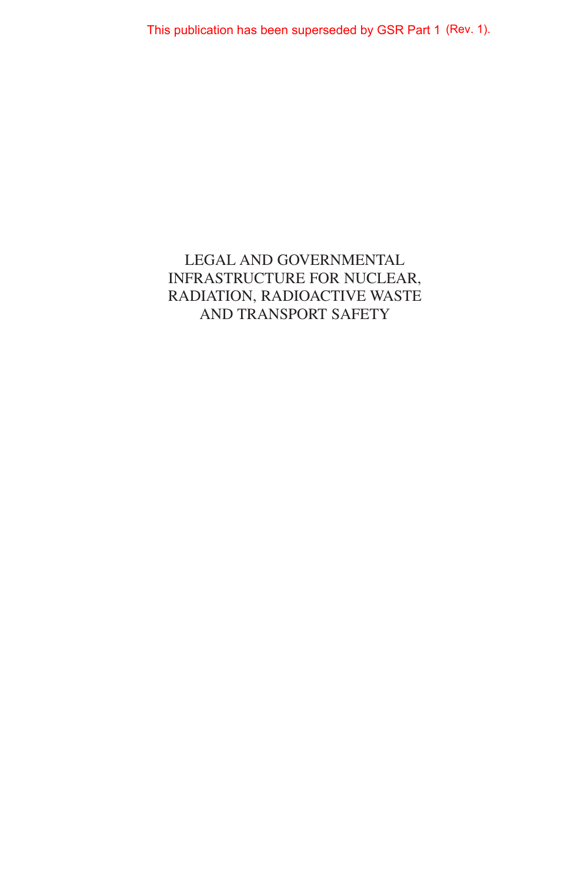This publication has been superseded by GSR Part 1 (Rev. 1).

# LEGAL AND GOVERNMENTAL INFRASTRUCTURE FOR NUCLEAR, RADIATION, RADIOACTIVE WASTE AND TRANSPORT SAFETY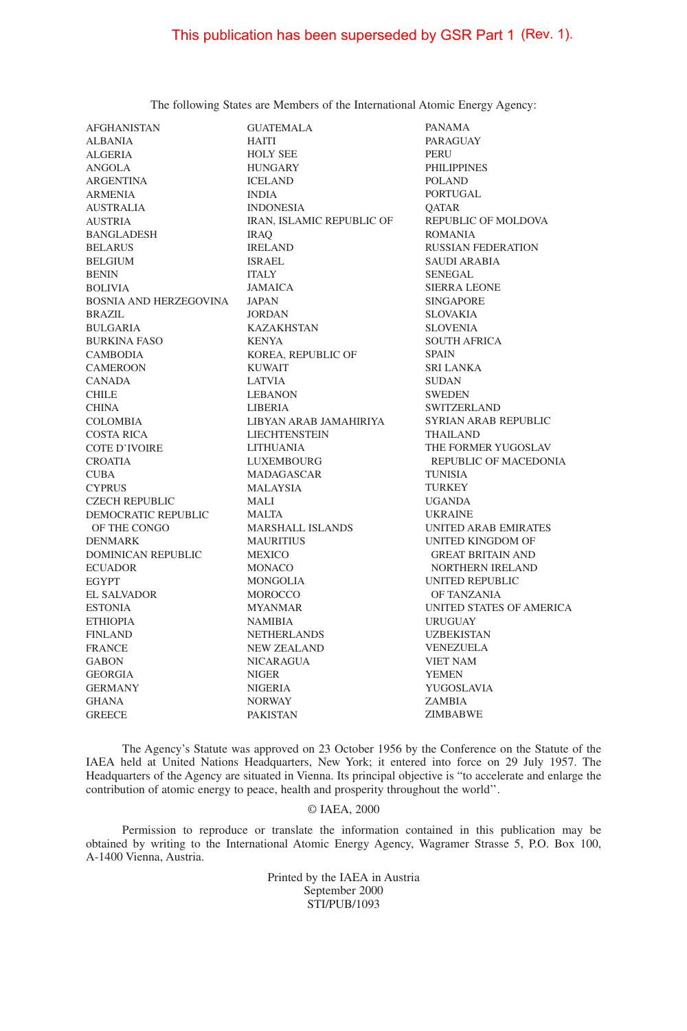This publication has been superseded by GSR Part 1 (Rev. 1).

The following States are Members of the International Atomic Energy Agency:

AFGHANISTAN
ALBANIA
ALGERIA
ANGOLA
ARGENTINA
ARMENIA
AUSTRALIA
AUSTRIA
BANGLADESH
BELARUS
BELGIUM
BENIN
BOLIVIA
BOSNIA AND HERZEGOVINA
BRAZIL
BULGARIA
BURKINA FASO
CAMBODIA
CAMEROON
CANADA
CHILE
CHINA
COLOMBIA
COSTA RICA
COTE D'IVOIRE
CROATIA
CUBA
CYPRUS
CZECH REPUBLIC
DEMOCRATIC REPUBLIC OF THE CONGO
DENMARK
DOMINICAN REPUBLIC
ECUADOR
EGYPT
EL SALVADOR
ESTONIA
ETHIOPIA
FINLAND
FRANCE
GABON
GEORGIA
GERMANY
GHANA
GREECE
GUATEMALA
HAITI
HOLY SEE
HUNGARY
ICELAND
INDIA
INDONESIA
IRAN, ISLAMIC REPUBLIC OF
IRAQ
IRELAND
ISRAEL
ITALY
JAMAICA
JAPAN
JORDAN
KAZAKHSTAN
KENYA
KOREA, REPUBLIC OF
KUWAIT
LATVIA
LEBANON
LIBERIA
LIBYAN ARAB JAMAHIRIYA
LIECHTENSTEIN
LITHUANIA
LUXEMBOURG
MADAGASCAR
MALAYSIA
MALI
MALTA
MARSHALL ISLANDS
MAURITIUS
MEXICO
MONACO
MONGOLIA
MOROCCO
MYANMAR
NAMIBIA
NETHERLANDS
NEW ZEALAND
NICARAGUA
NIGER
NIGERIA
NORWAY
PAKISTAN
PANAMA
PARAGUAY
PERU
PHILIPPINES
POLAND
PORTUGAL
QATAR
REPUBLIC OF MOLDOVA
ROMANIA
RUSSIAN FEDERATION
SAUDI ARABIA
SENEGAL
SIERRA LEONE
SINGAPORE
SLOVAKIA
SLOVENIA
SOUTH AFRICA
SPAIN
SRI LANKA
SUDAN
SWEDEN
SWITZERLAND
SYRIAN ARAB REPUBLIC
THAILAND
THE FORMER YUGOSLAV REPUBLIC OF MACEDONIA
TUNISIA
TURKEY
UGANDA
UKRAINE
UNITED ARAB EMIRATES
UNITED KINGDOM OF GREAT BRITAIN AND NORTHERN IRELAND
UNITED REPUBLIC OF TANZANIA
UNITED STATES OF AMERICA
URUGUAY
UZBEKISTAN
VENEZUELA
VIET NAM
YEMEN
YUGOSLAVIA
ZAMBIA
ZIMBABWE

The Agency's Statute was approved on 23 October 1956 by the Conference on the Statute of the IAEA held at United Nations Headquarters, New York; it entered into force on 29 July 1957. The Headquarters of the Agency are situated in Vienna. Its principal objective is "to accelerate and enlarge the contribution of atomic energy to peace, health and prosperity throughout the world".

© IAEA, 2000

Permission to reproduce or translate the information contained in this publication may be obtained by writing to the International Atomic Energy Agency, Wagramer Strasse 5, P.O. Box 100, A-1400 Vienna, Austria.

Printed by the IAEA in Austria
September 2000
STI/PUB/1093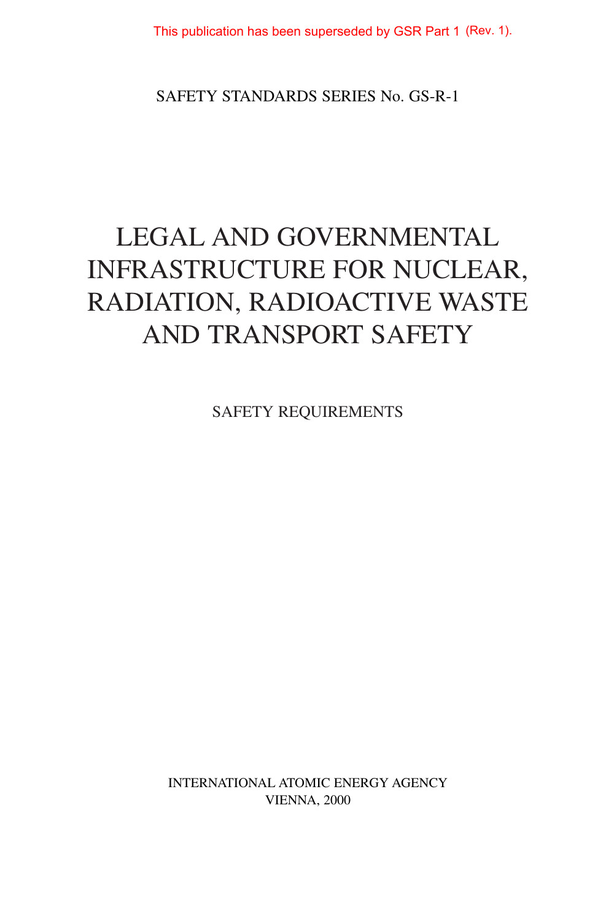This publication has been superseded by GSR Part 1 (Rev. 1).

SAFETY STANDARDS SERIES No. GS-R-1

# LEGAL AND GOVERNMENTAL INFRASTRUCTURE FOR NUCLEAR, RADIATION, RADIOACTIVE WASTE AND TRANSPORT SAFETY

SAFETY REQUIREMENTS

INTERNATIONAL ATOMIC ENERGY AGENCY
VIENNA, 2000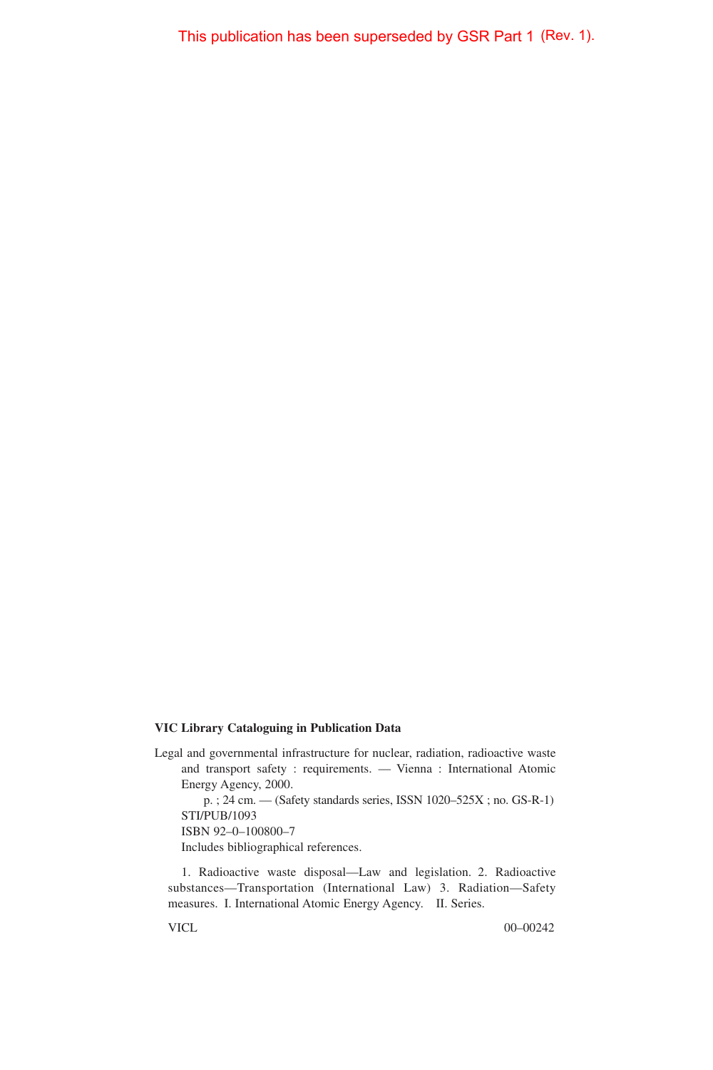This publication has been superseded by GSR Part 1 (Rev. 1).

**VIC Library Cataloguing in Publication Data**

Legal and governmental infrastructure for nuclear, radiation, radioactive waste and transport safety : requirements. — Vienna : International Atomic Energy Agency, 2000.

p. ; 24 cm. — (Safety standards series, ISSN 1020–525X ; no. GS-R-1)
STI/PUB/1093
ISBN 92–0–100800–7
Includes bibliographical references.

1. Radioactive waste disposal—Law and legislation. 2. Radioactive substances—Transportation (International Law) 3. Radiation—Safety measures. I. International Atomic Energy Agency. II. Series.

VICL 00–00242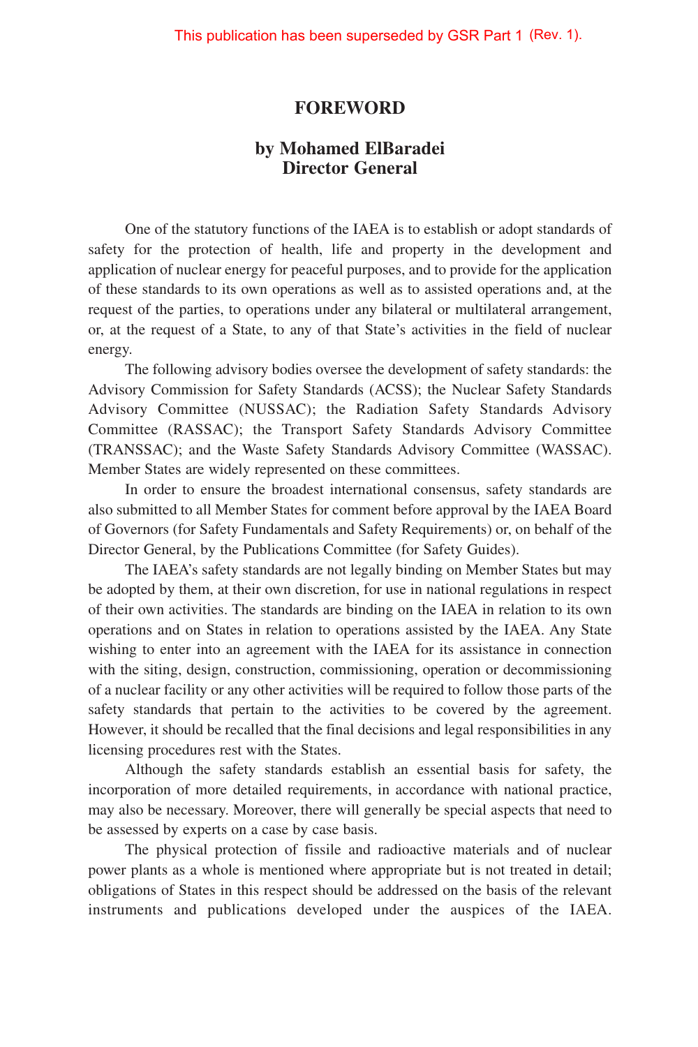This publication has been superseded by GSR Part 1 (Rev. 1).

# FOREWORD

## by Mohamed ElBaradei
## Director General

One of the statutory functions of the IAEA is to establish or adopt standards of safety for the protection of health, life and property in the development and application of nuclear energy for peaceful purposes, and to provide for the application of these standards to its own operations as well as to assisted operations and, at the request of the parties, to operations under any bilateral or multilateral arrangement, or, at the request of a State, to any of that State's activities in the field of nuclear energy.

The following advisory bodies oversee the development of safety standards: the Advisory Commission for Safety Standards (ACSS); the Nuclear Safety Standards Advisory Committee (NUSSAC); the Radiation Safety Standards Advisory Committee (RASSAC); the Transport Safety Standards Advisory Committee (TRANSSAC); and the Waste Safety Standards Advisory Committee (WASSAC). Member States are widely represented on these committees.

In order to ensure the broadest international consensus, safety standards are also submitted to all Member States for comment before approval by the IAEA Board of Governors (for Safety Fundamentals and Safety Requirements) or, on behalf of the Director General, by the Publications Committee (for Safety Guides).

The IAEA's safety standards are not legally binding on Member States but may be adopted by them, at their own discretion, for use in national regulations in respect of their own activities. The standards are binding on the IAEA in relation to its own operations and on States in relation to operations assisted by the IAEA. Any State wishing to enter into an agreement with the IAEA for its assistance in connection with the siting, design, construction, commissioning, operation or decommissioning of a nuclear facility or any other activities will be required to follow those parts of the safety standards that pertain to the activities to be covered by the agreement. However, it should be recalled that the final decisions and legal responsibilities in any licensing procedures rest with the States.

Although the safety standards establish an essential basis for safety, the incorporation of more detailed requirements, in accordance with national practice, may also be necessary. Moreover, there will generally be special aspects that need to be assessed by experts on a case by case basis.

The physical protection of fissile and radioactive materials and of nuclear power plants as a whole is mentioned where appropriate but is not treated in detail; obligations of States in this respect should be addressed on the basis of the relevant instruments and publications developed under the auspices of the IAEA.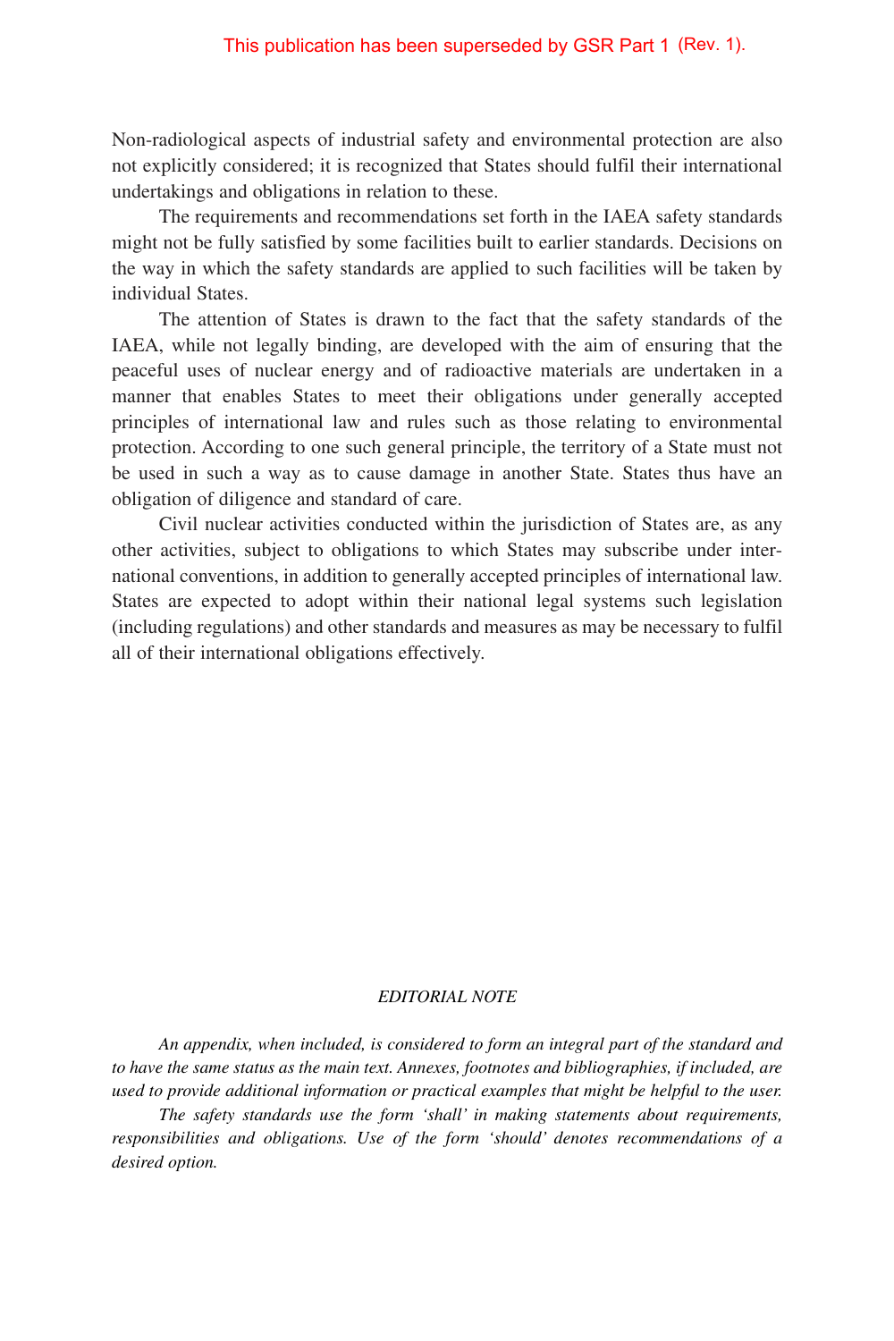This publication has been superseded by GSR Part 1 (Rev. 1).

Non-radiological aspects of industrial safety and environmental protection are also not explicitly considered; it is recognized that States should fulfil their international undertakings and obligations in relation to these.

The requirements and recommendations set forth in the IAEA safety standards might not be fully satisfied by some facilities built to earlier standards. Decisions on the way in which the safety standards are applied to such facilities will be taken by individual States.

The attention of States is drawn to the fact that the safety standards of the IAEA, while not legally binding, are developed with the aim of ensuring that the peaceful uses of nuclear energy and of radioactive materials are undertaken in a manner that enables States to meet their obligations under generally accepted principles of international law and rules such as those relating to environmental protection. According to one such general principle, the territory of a State must not be used in such a way as to cause damage in another State. States thus have an obligation of diligence and standard of care.

Civil nuclear activities conducted within the jurisdiction of States are, as any other activities, subject to obligations to which States may subscribe under international conventions, in addition to generally accepted principles of international law. States are expected to adopt within their national legal systems such legislation (including regulations) and other standards and measures as may be necessary to fulfil all of their international obligations effectively.

*EDITORIAL NOTE*

*An appendix, when included, is considered to form an integral part of the standard and to have the same status as the main text. Annexes, footnotes and bibliographies, if included, are used to provide additional information or practical examples that might be helpful to the user.*

*The safety standards use the form 'shall' in making statements about requirements, responsibilities and obligations. Use of the form 'should' denotes recommendations of a desired option.*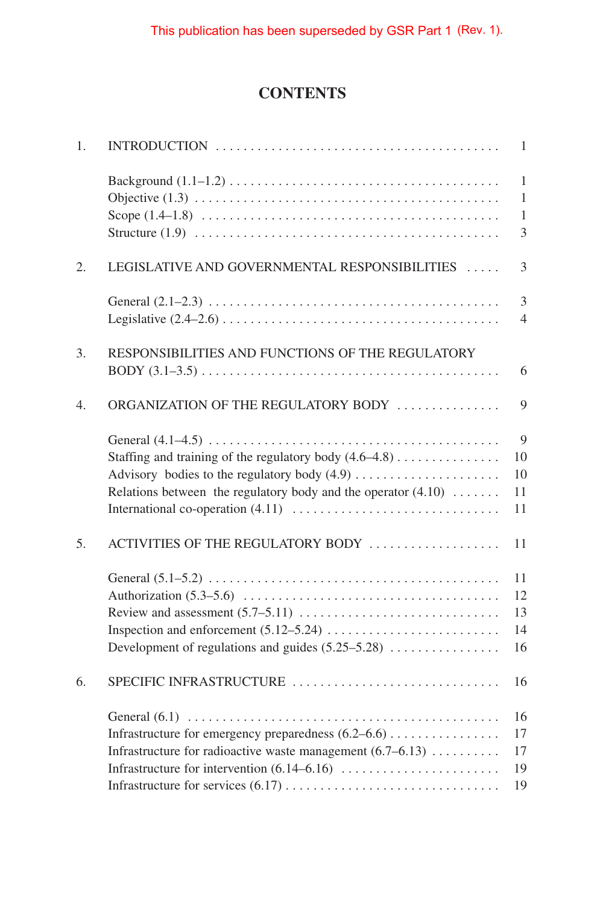This publication has been superseded by GSR Part 1 (Rev. 1).

# CONTENTS

| | | |
|---|---|---|
| 1. | INTRODUCTION | 1 |
| | Background (1.1–1.2) | 1 |
| | Objective (1.3) | 1 |
| | Scope (1.4–1.8) | 1 |
| | Structure (1.9) | 3 |
| 2. | LEGISLATIVE AND GOVERNMENTAL RESPONSIBILITIES | 3 |
| | General (2.1–2.3) | 3 |
| | Legislative (2.4–2.6) | 4 |
| 3. | RESPONSIBILITIES AND FUNCTIONS OF THE REGULATORY BODY (3.1–3.5) | 6 |
| 4. | ORGANIZATION OF THE REGULATORY BODY | 9 |
| | General (4.1–4.5) | 9 |
| | Staffing and training of the regulatory body (4.6–4.8) | 10 |
| | Advisory bodies to the regulatory body (4.9) | 10 |
| | Relations between the regulatory body and the operator (4.10) | 11 |
| | International co-operation (4.11) | 11 |
| 5. | ACTIVITIES OF THE REGULATORY BODY | 11 |
| | General (5.1–5.2) | 11 |
| | Authorization (5.3–5.6) | 12 |
| | Review and assessment (5.7–5.11) | 13 |
| | Inspection and enforcement (5.12–5.24) | 14 |
| | Development of regulations and guides (5.25–5.28) | 16 |
| 6. | SPECIFIC INFRASTRUCTURE | 16 |
| | General (6.1) | 16 |
| | Infrastructure for emergency preparedness (6.2–6.6) | 17 |
| | Infrastructure for radioactive waste management (6.7–6.13) | 17 |
| | Infrastructure for intervention (6.14–6.16) | 19 |
| | Infrastructure for services (6.17) | 19 |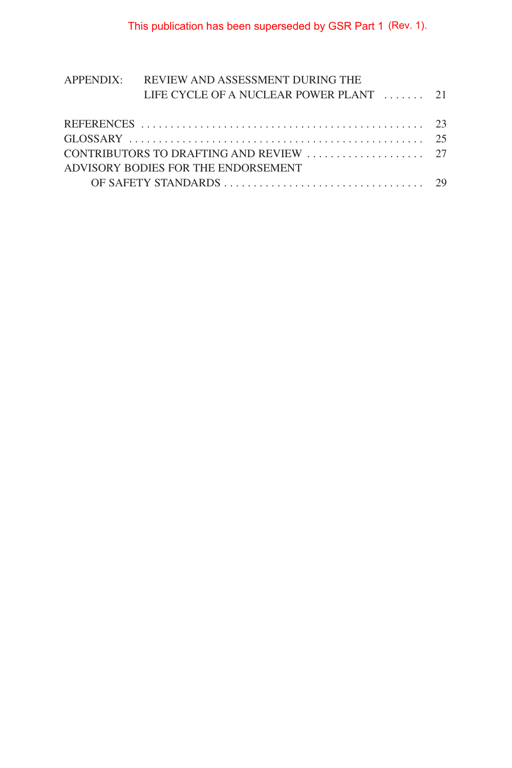This publication has been superseded by GSR Part 1 (Rev. 1).

APPENDIX: REVIEW AND ASSESSMENT DURING THE LIFE CYCLE OF A NUCLEAR POWER PLANT ....... 21

REFERENCES ....... 23

GLOSSARY ....... 25

CONTRIBUTORS TO DRAFTING AND REVIEW ....... 27

ADVISORY BODIES FOR THE ENDORSEMENT OF SAFETY STANDARDS ....... 29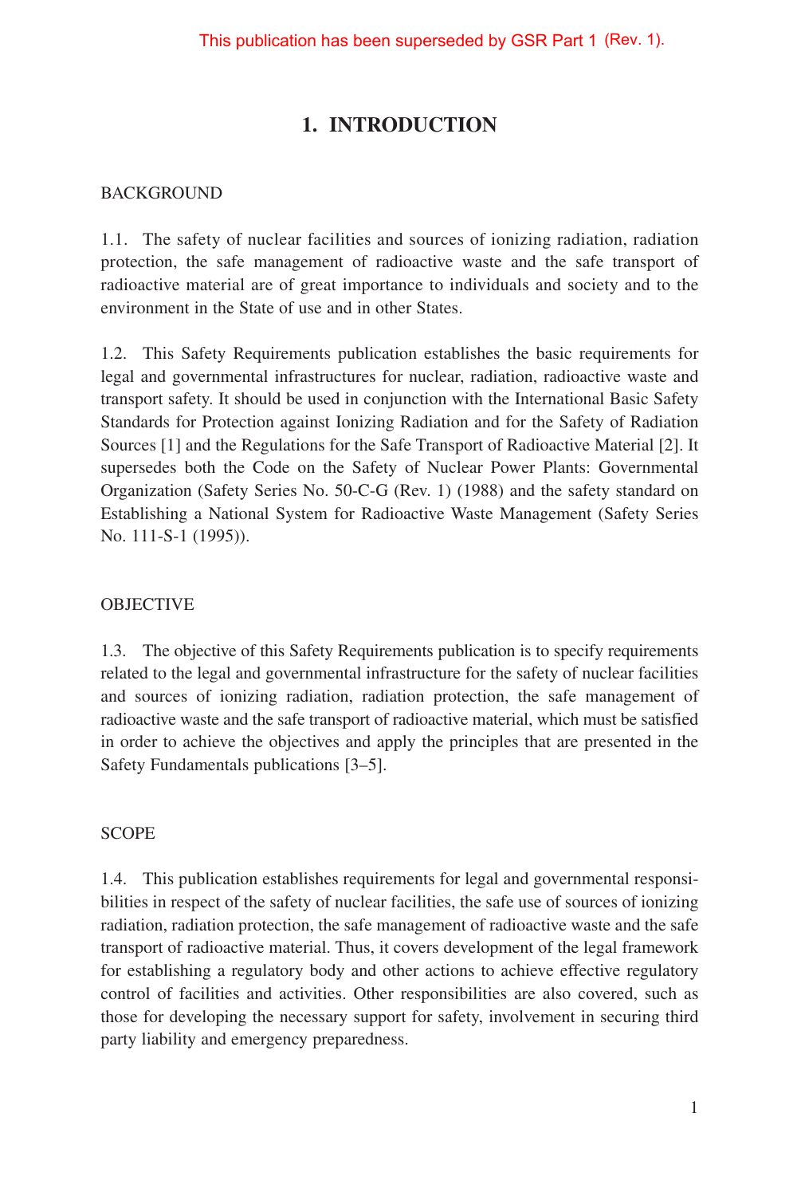This publication has been superseded by GSR Part 1 (Rev. 1).

# 1. INTRODUCTION

## BACKGROUND

1.1. The safety of nuclear facilities and sources of ionizing radiation, radiation protection, the safe management of radioactive waste and the safe transport of radioactive material are of great importance to individuals and society and to the environment in the State of use and in other States.

1.2. This Safety Requirements publication establishes the basic requirements for legal and governmental infrastructures for nuclear, radiation, radioactive waste and transport safety. It should be used in conjunction with the International Basic Safety Standards for Protection against Ionizing Radiation and for the Safety of Radiation Sources [1] and the Regulations for the Safe Transport of Radioactive Material [2]. It supersedes both the Code on the Safety of Nuclear Power Plants: Governmental Organization (Safety Series No. 50-C-G (Rev. 1) (1988) and the safety standard on Establishing a National System for Radioactive Waste Management (Safety Series No. 111-S-1 (1995)).

## OBJECTIVE

1.3. The objective of this Safety Requirements publication is to specify requirements related to the legal and governmental infrastructure for the safety of nuclear facilities and sources of ionizing radiation, radiation protection, the safe management of radioactive waste and the safe transport of radioactive material, which must be satisfied in order to achieve the objectives and apply the principles that are presented in the Safety Fundamentals publications [3–5].

## SCOPE

1.4. This publication establishes requirements for legal and governmental responsibilities in respect of the safety of nuclear facilities, the safe use of sources of ionizing radiation, radiation protection, the safe management of radioactive waste and the safe transport of radioactive material. Thus, it covers development of the legal framework for establishing a regulatory body and other actions to achieve effective regulatory control of facilities and activities. Other responsibilities are also covered, such as those for developing the necessary support for safety, involvement in securing third party liability and emergency preparedness.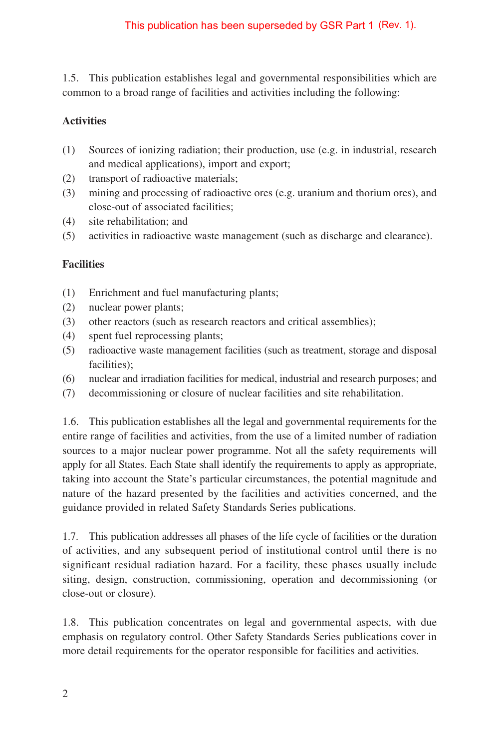This publication has been superseded by GSR Part 1 (Rev. 1).

1.5. This publication establishes legal and governmental responsibilities which are common to a broad range of facilities and activities including the following:

**Activities**

(1) Sources of ionizing radiation; their production, use (e.g. in industrial, research and medical applications), import and export;
(2) transport of radioactive materials;
(3) mining and processing of radioactive ores (e.g. uranium and thorium ores), and close-out of associated facilities;
(4) site rehabilitation; and
(5) activities in radioactive waste management (such as discharge and clearance).

**Facilities**

(1) Enrichment and fuel manufacturing plants;
(2) nuclear power plants;
(3) other reactors (such as research reactors and critical assemblies);
(4) spent fuel reprocessing plants;
(5) radioactive waste management facilities (such as treatment, storage and disposal facilities);
(6) nuclear and irradiation facilities for medical, industrial and research purposes; and
(7) decommissioning or closure of nuclear facilities and site rehabilitation.

1.6. This publication establishes all the legal and governmental requirements for the entire range of facilities and activities, from the use of a limited number of radiation sources to a major nuclear power programme. Not all the safety requirements will apply for all States. Each State shall identify the requirements to apply as appropriate, taking into account the State's particular circumstances, the potential magnitude and nature of the hazard presented by the facilities and activities concerned, and the guidance provided in related Safety Standards Series publications.

1.7. This publication addresses all phases of the life cycle of facilities or the duration of activities, and any subsequent period of institutional control until there is no significant residual radiation hazard. For a facility, these phases usually include siting, design, construction, commissioning, operation and decommissioning (or close-out or closure).

1.8. This publication concentrates on legal and governmental aspects, with due emphasis on regulatory control. Other Safety Standards Series publications cover in more detail requirements for the operator responsible for facilities and activities.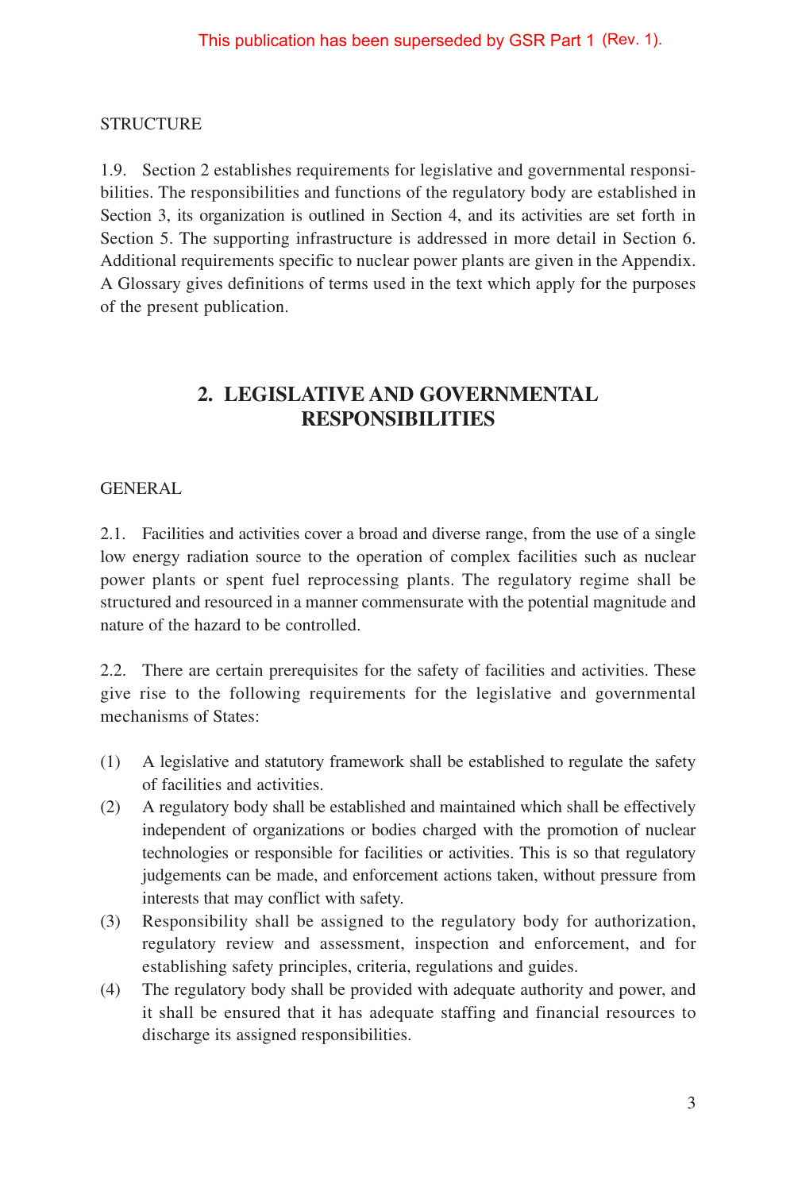This publication has been superseded by GSR Part 1 (Rev. 1).

STRUCTURE

1.9. Section 2 establishes requirements for legislative and governmental responsibilities. The responsibilities and functions of the regulatory body are established in Section 3, its organization is outlined in Section 4, and its activities are set forth in Section 5. The supporting infrastructure is addressed in more detail in Section 6. Additional requirements specific to nuclear power plants are given in the Appendix. A Glossary gives definitions of terms used in the text which apply for the purposes of the present publication.

## 2. LEGISLATIVE AND GOVERNMENTAL RESPONSIBILITIES

GENERAL

2.1. Facilities and activities cover a broad and diverse range, from the use of a single low energy radiation source to the operation of complex facilities such as nuclear power plants or spent fuel reprocessing plants. The regulatory regime shall be structured and resourced in a manner commensurate with the potential magnitude and nature of the hazard to be controlled.

2.2. There are certain prerequisites for the safety of facilities and activities. These give rise to the following requirements for the legislative and governmental mechanisms of States:

(1) A legislative and statutory framework shall be established to regulate the safety of facilities and activities.
(2) A regulatory body shall be established and maintained which shall be effectively independent of organizations or bodies charged with the promotion of nuclear technologies or responsible for facilities or activities. This is so that regulatory judgements can be made, and enforcement actions taken, without pressure from interests that may conflict with safety.
(3) Responsibility shall be assigned to the regulatory body for authorization, regulatory review and assessment, inspection and enforcement, and for establishing safety principles, criteria, regulations and guides.
(4) The regulatory body shall be provided with adequate authority and power, and it shall be ensured that it has adequate staffing and financial resources to discharge its assigned responsibilities.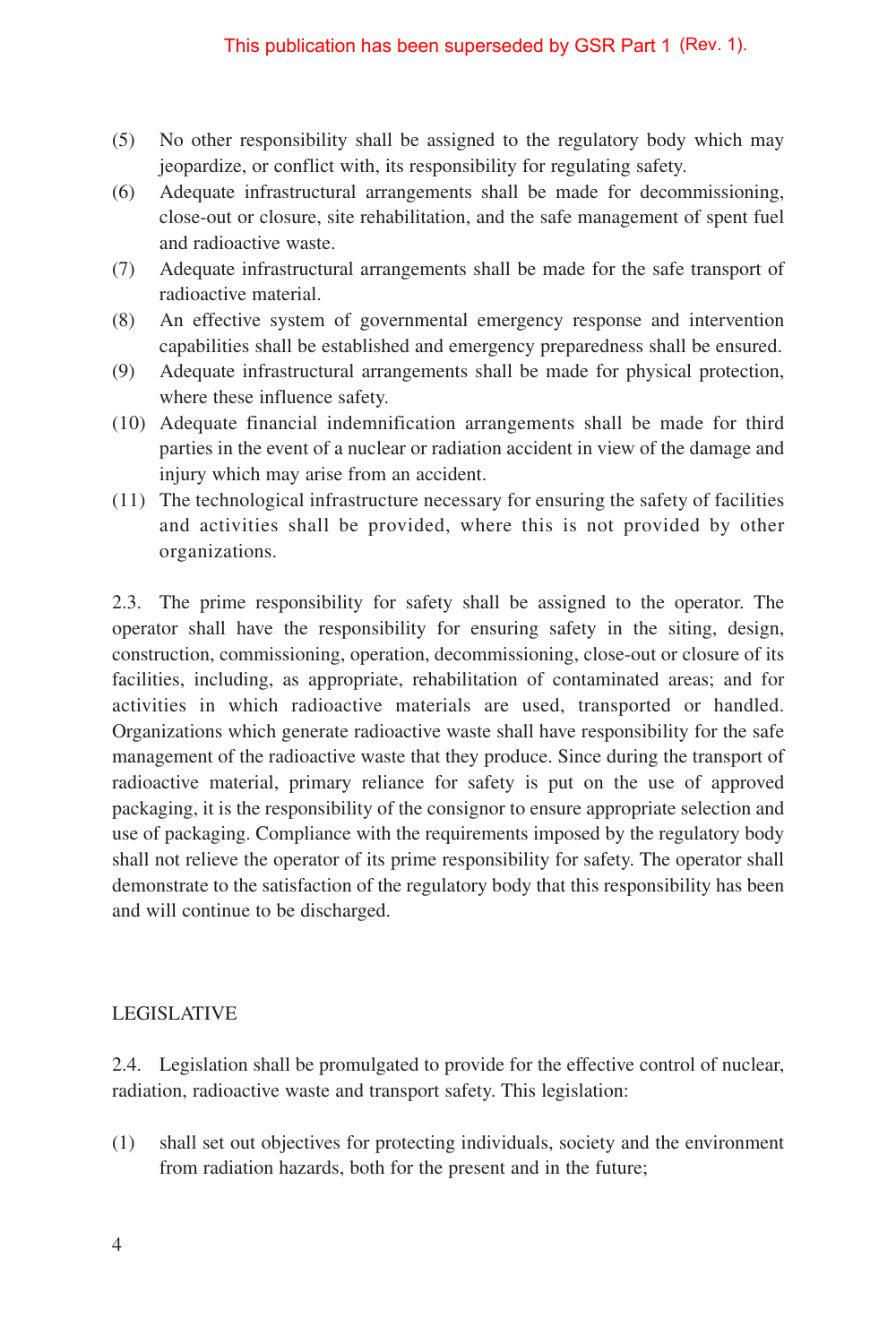This publication has been superseded by GSR Part 1 (Rev. 1).

(5) No other responsibility shall be assigned to the regulatory body which may jeopardize, or conflict with, its responsibility for regulating safety.

(6) Adequate infrastructural arrangements shall be made for decommissioning, close-out or closure, site rehabilitation, and the safe management of spent fuel and radioactive waste.

(7) Adequate infrastructural arrangements shall be made for the safe transport of radioactive material.

(8) An effective system of governmental emergency response and intervention capabilities shall be established and emergency preparedness shall be ensured.

(9) Adequate infrastructural arrangements shall be made for physical protection, where these influence safety.

(10) Adequate financial indemnification arrangements shall be made for third parties in the event of a nuclear or radiation accident in view of the damage and injury which may arise from an accident.

(11) The technological infrastructure necessary for ensuring the safety of facilities and activities shall be provided, where this is not provided by other organizations.

2.3. The prime responsibility for safety shall be assigned to the operator. The operator shall have the responsibility for ensuring safety in the siting, design, construction, commissioning, operation, decommissioning, close-out or closure of its facilities, including, as appropriate, rehabilitation of contaminated areas; and for activities in which radioactive materials are used, transported or handled. Organizations which generate radioactive waste shall have responsibility for the safe management of the radioactive waste that they produce. Since during the transport of radioactive material, primary reliance for safety is put on the use of approved packaging, it is the responsibility of the consignor to ensure appropriate selection and use of packaging. Compliance with the requirements imposed by the regulatory body shall not relieve the operator of its prime responsibility for safety. The operator shall demonstrate to the satisfaction of the regulatory body that this responsibility has been and will continue to be discharged.

## LEGISLATIVE

2.4. Legislation shall be promulgated to provide for the effective control of nuclear, radiation, radioactive waste and transport safety. This legislation:

(1) shall set out objectives for protecting individuals, society and the environment from radiation hazards, both for the present and in the future;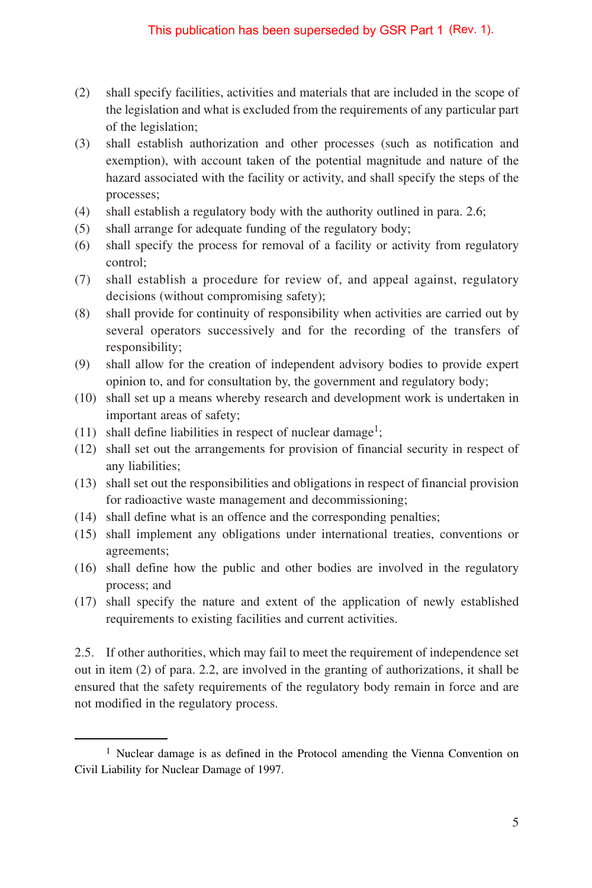(2) shall specify facilities, activities and materials that are included in the scope of the legislation and what is excluded from the requirements of any particular part of the legislation;

(3) shall establish authorization and other processes (such as notification and exemption), with account taken of the potential magnitude and nature of the hazard associated with the facility or activity, and shall specify the steps of the processes;

(4) shall establish a regulatory body with the authority outlined in para. 2.6;

(5) shall arrange for adequate funding of the regulatory body;

(6) shall specify the process for removal of a facility or activity from regulatory control;

(7) shall establish a procedure for review of, and appeal against, regulatory decisions (without compromising safety);

(8) shall provide for continuity of responsibility when activities are carried out by several operators successively and for the recording of the transfers of responsibility;

(9) shall allow for the creation of independent advisory bodies to provide expert opinion to, and for consultation by, the government and regulatory body;

(10) shall set up a means whereby research and development work is undertaken in important areas of safety;

(11) shall define liabilities in respect of nuclear damage[1];

(12) shall set out the arrangements for provision of financial security in respect of any liabilities;

(13) shall set out the responsibilities and obligations in respect of financial provision for radioactive waste management and decommissioning;

(14) shall define what is an offence and the corresponding penalties;

(15) shall implement any obligations under international treaties, conventions or agreements;

(16) shall define how the public and other bodies are involved in the regulatory process; and

(17) shall specify the nature and extent of the application of newly established requirements to existing facilities and current activities.

2.5. If other authorities, which may fail to meet the requirement of independence set out in item (2) of para. 2.2, are involved in the granting of authorizations, it shall be ensured that the safety requirements of the regulatory body remain in force and are not modified in the regulatory process.

[1] Nuclear damage is as defined in the Protocol amending the Vienna Convention on Civil Liability for Nuclear Damage of 1997.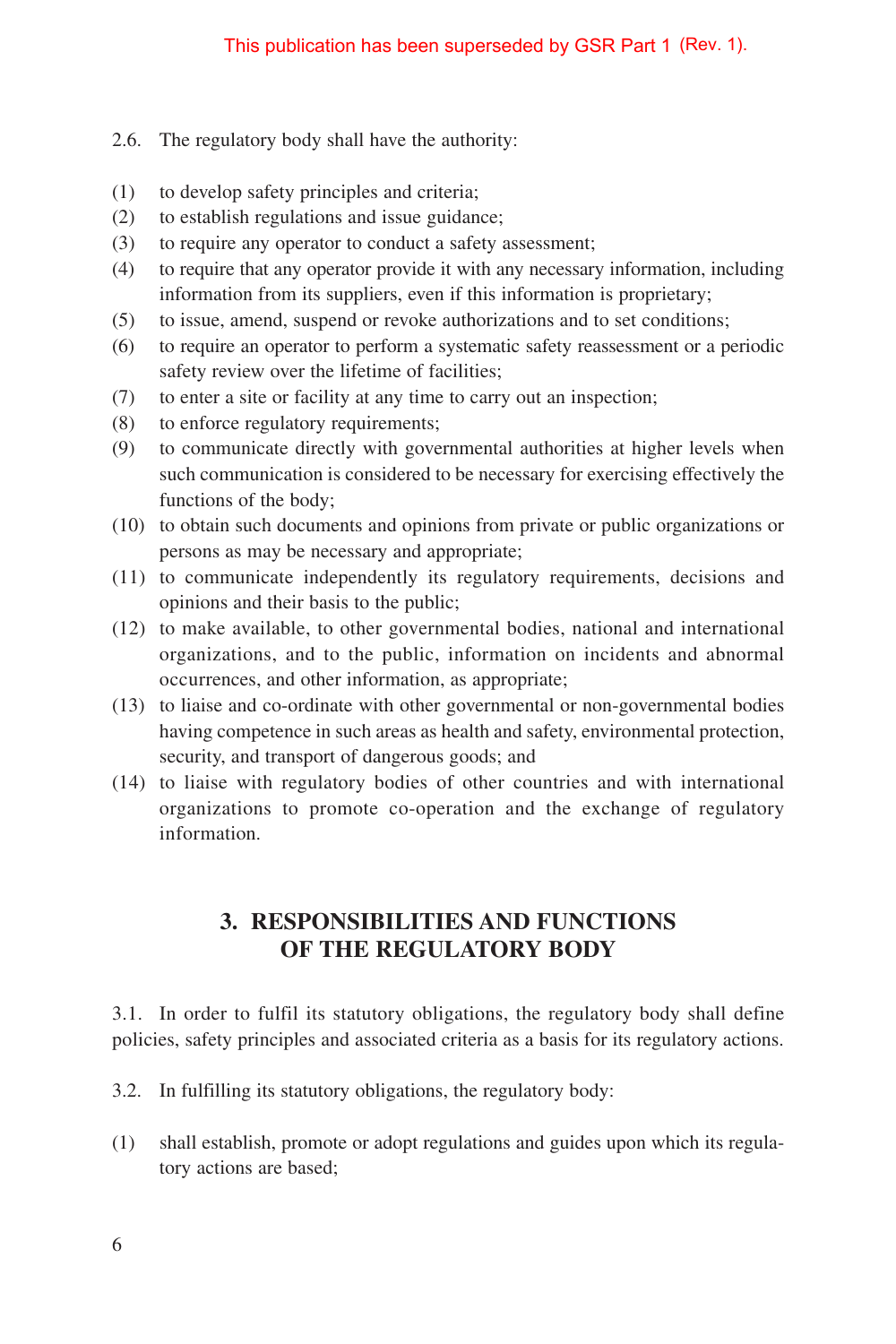This publication has been superseded by GSR Part 1 (Rev. 1).

2.6. The regulatory body shall have the authority:

(1) to develop safety principles and criteria;
(2) to establish regulations and issue guidance;
(3) to require any operator to conduct a safety assessment;
(4) to require that any operator provide it with any necessary information, including information from its suppliers, even if this information is proprietary;
(5) to issue, amend, suspend or revoke authorizations and to set conditions;
(6) to require an operator to perform a systematic safety reassessment or a periodic safety review over the lifetime of facilities;
(7) to enter a site or facility at any time to carry out an inspection;
(8) to enforce regulatory requirements;
(9) to communicate directly with governmental authorities at higher levels when such communication is considered to be necessary for exercising effectively the functions of the body;
(10) to obtain such documents and opinions from private or public organizations or persons as may be necessary and appropriate;
(11) to communicate independently its regulatory requirements, decisions and opinions and their basis to the public;
(12) to make available, to other governmental bodies, national and international organizations, and to the public, information on incidents and abnormal occurrences, and other information, as appropriate;
(13) to liaise and co-ordinate with other governmental or non-governmental bodies having competence in such areas as health and safety, environmental protection, security, and transport of dangerous goods; and
(14) to liaise with regulatory bodies of other countries and with international organizations to promote co-operation and the exchange of regulatory information.

## 3. RESPONSIBILITIES AND FUNCTIONS OF THE REGULATORY BODY

3.1. In order to fulfil its statutory obligations, the regulatory body shall define policies, safety principles and associated criteria as a basis for its regulatory actions.

3.2. In fulfilling its statutory obligations, the regulatory body:

(1) shall establish, promote or adopt regulations and guides upon which its regulatory actions are based;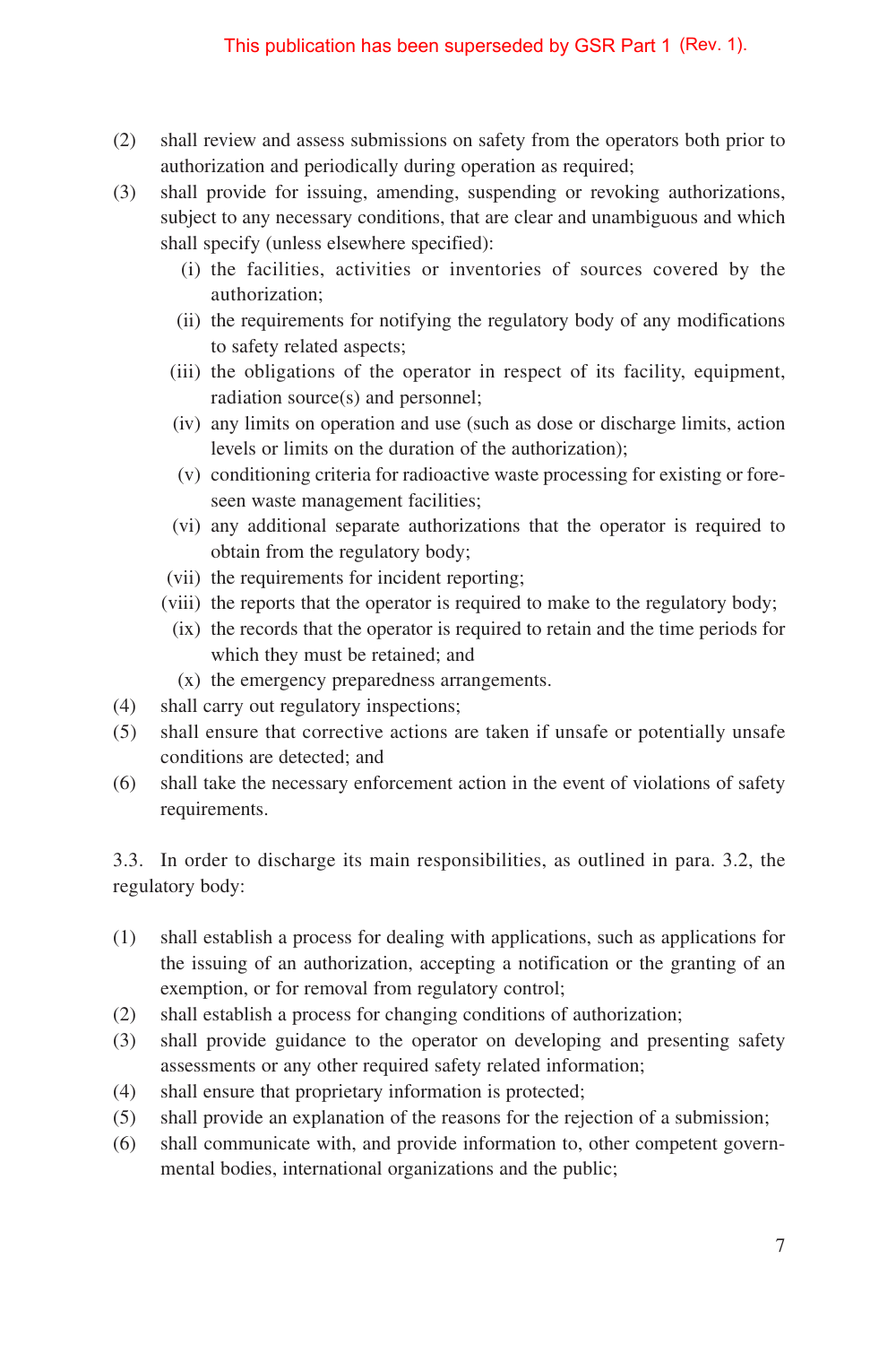This publication has been superseded by GSR Part 1 (Rev. 1).

(2) shall review and assess submissions on safety from the operators both prior to authorization and periodically during operation as required;

(3) shall provide for issuing, amending, suspending or revoking authorizations, subject to any necessary conditions, that are clear and unambiguous and which shall specify (unless elsewhere specified):

   (i) the facilities, activities or inventories of sources covered by the authorization;

   (ii) the requirements for notifying the regulatory body of any modifications to safety related aspects;

   (iii) the obligations of the operator in respect of its facility, equipment, radiation source(s) and personnel;

   (iv) any limits on operation and use (such as dose or discharge limits, action levels or limits on the duration of the authorization);

   (v) conditioning criteria for radioactive waste processing for existing or foreseen waste management facilities;

   (vi) any additional separate authorizations that the operator is required to obtain from the regulatory body;

   (vii) the requirements for incident reporting;

   (viii) the reports that the operator is required to make to the regulatory body;

   (ix) the records that the operator is required to retain and the time periods for which they must be retained; and

   (x) the emergency preparedness arrangements.

(4) shall carry out regulatory inspections;

(5) shall ensure that corrective actions are taken if unsafe or potentially unsafe conditions are detected; and

(6) shall take the necessary enforcement action in the event of violations of safety requirements.

3.3. In order to discharge its main responsibilities, as outlined in para. 3.2, the regulatory body:

(1) shall establish a process for dealing with applications, such as applications for the issuing of an authorization, accepting a notification or the granting of an exemption, or for removal from regulatory control;

(2) shall establish a process for changing conditions of authorization;

(3) shall provide guidance to the operator on developing and presenting safety assessments or any other required safety related information;

(4) shall ensure that proprietary information is protected;

(5) shall provide an explanation of the reasons for the rejection of a submission;

(6) shall communicate with, and provide information to, other competent governmental bodies, international organizations and the public;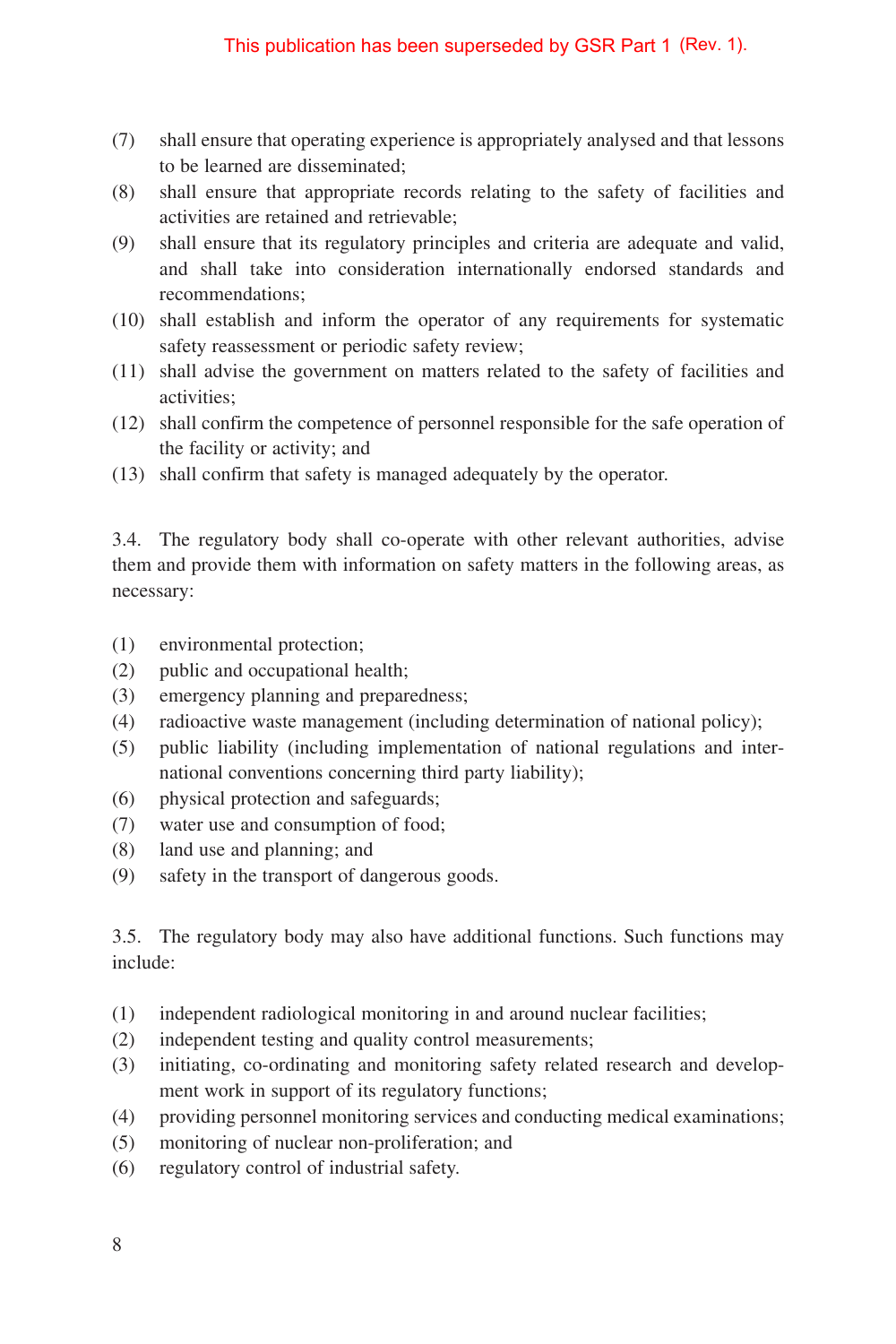This publication has been superseded by GSR Part 1 (Rev. 1).

(7) shall ensure that operating experience is appropriately analysed and that lessons to be learned are disseminated;
(8) shall ensure that appropriate records relating to the safety of facilities and activities are retained and retrievable;
(9) shall ensure that its regulatory principles and criteria are adequate and valid, and shall take into consideration internationally endorsed standards and recommendations;
(10) shall establish and inform the operator of any requirements for systematic safety reassessment or periodic safety review;
(11) shall advise the government on matters related to the safety of facilities and activities;
(12) shall confirm the competence of personnel responsible for the safe operation of the facility or activity; and
(13) shall confirm that safety is managed adequately by the operator.

3.4. The regulatory body shall co-operate with other relevant authorities, advise them and provide them with information on safety matters in the following areas, as necessary:

(1) environmental protection;
(2) public and occupational health;
(3) emergency planning and preparedness;
(4) radioactive waste management (including determination of national policy);
(5) public liability (including implementation of national regulations and international conventions concerning third party liability);
(6) physical protection and safeguards;
(7) water use and consumption of food;
(8) land use and planning; and
(9) safety in the transport of dangerous goods.

3.5. The regulatory body may also have additional functions. Such functions may include:

(1) independent radiological monitoring in and around nuclear facilities;
(2) independent testing and quality control measurements;
(3) initiating, co-ordinating and monitoring safety related research and development work in support of its regulatory functions;
(4) providing personnel monitoring services and conducting medical examinations;
(5) monitoring of nuclear non-proliferation; and
(6) regulatory control of industrial safety.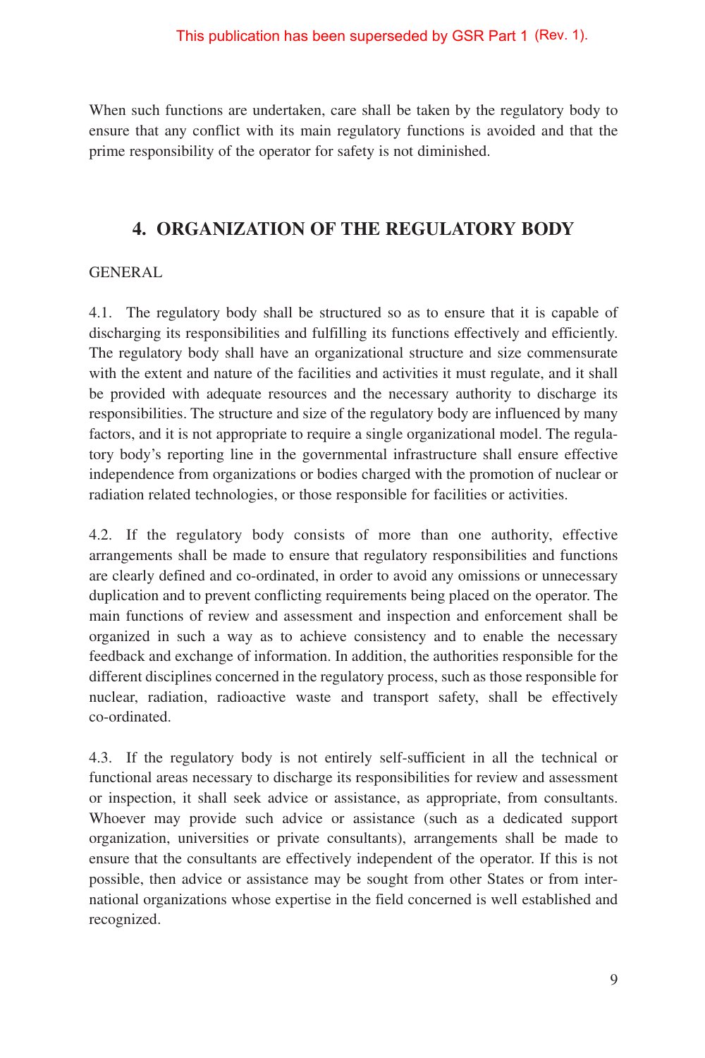This publication has been superseded by GSR Part 1 (Rev. 1).

When such functions are undertaken, care shall be taken by the regulatory body to ensure that any conflict with its main regulatory functions is avoided and that the prime responsibility of the operator for safety is not diminished.

## 4. ORGANIZATION OF THE REGULATORY BODY

### GENERAL

4.1. The regulatory body shall be structured so as to ensure that it is capable of discharging its responsibilities and fulfilling its functions effectively and efficiently. The regulatory body shall have an organizational structure and size commensurate with the extent and nature of the facilities and activities it must regulate, and it shall be provided with adequate resources and the necessary authority to discharge its responsibilities. The structure and size of the regulatory body are influenced by many factors, and it is not appropriate to require a single organizational model. The regulatory body's reporting line in the governmental infrastructure shall ensure effective independence from organizations or bodies charged with the promotion of nuclear or radiation related technologies, or those responsible for facilities or activities.

4.2. If the regulatory body consists of more than one authority, effective arrangements shall be made to ensure that regulatory responsibilities and functions are clearly defined and co-ordinated, in order to avoid any omissions or unnecessary duplication and to prevent conflicting requirements being placed on the operator. The main functions of review and assessment and inspection and enforcement shall be organized in such a way as to achieve consistency and to enable the necessary feedback and exchange of information. In addition, the authorities responsible for the different disciplines concerned in the regulatory process, such as those responsible for nuclear, radiation, radioactive waste and transport safety, shall be effectively co-ordinated.

4.3. If the regulatory body is not entirely self-sufficient in all the technical or functional areas necessary to discharge its responsibilities for review and assessment or inspection, it shall seek advice or assistance, as appropriate, from consultants. Whoever may provide such advice or assistance (such as a dedicated support organization, universities or private consultants), arrangements shall be made to ensure that the consultants are effectively independent of the operator. If this is not possible, then advice or assistance may be sought from other States or from international organizations whose expertise in the field concerned is well established and recognized.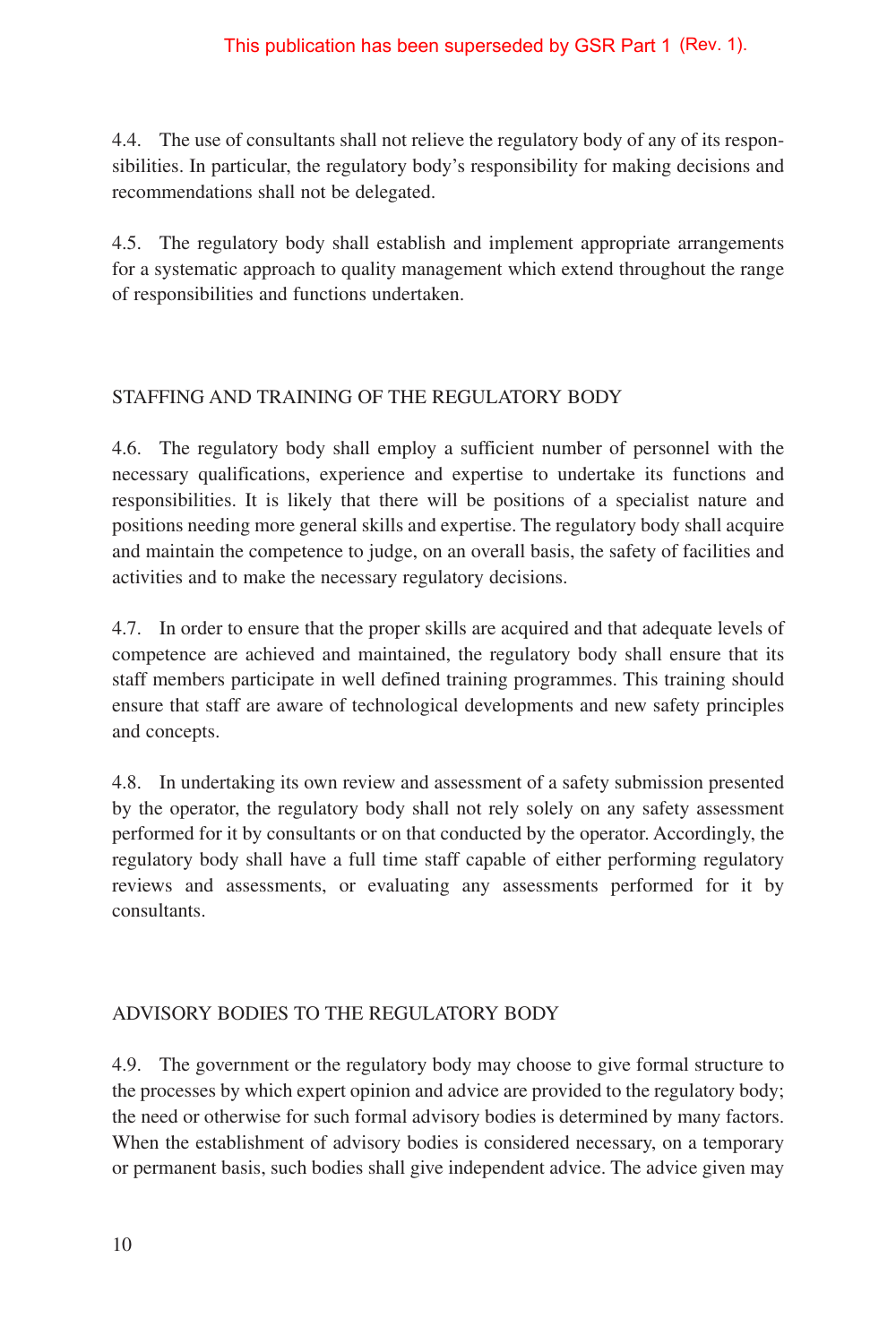This publication has been superseded by GSR Part 1 (Rev. 1).

4.4. The use of consultants shall not relieve the regulatory body of any of its responsibilities. In particular, the regulatory body's responsibility for making decisions and recommendations shall not be delegated.

4.5. The regulatory body shall establish and implement appropriate arrangements for a systematic approach to quality management which extend throughout the range of responsibilities and functions undertaken.

## STAFFING AND TRAINING OF THE REGULATORY BODY

4.6. The regulatory body shall employ a sufficient number of personnel with the necessary qualifications, experience and expertise to undertake its functions and responsibilities. It is likely that there will be positions of a specialist nature and positions needing more general skills and expertise. The regulatory body shall acquire and maintain the competence to judge, on an overall basis, the safety of facilities and activities and to make the necessary regulatory decisions.

4.7. In order to ensure that the proper skills are acquired and that adequate levels of competence are achieved and maintained, the regulatory body shall ensure that its staff members participate in well defined training programmes. This training should ensure that staff are aware of technological developments and new safety principles and concepts.

4.8. In undertaking its own review and assessment of a safety submission presented by the operator, the regulatory body shall not rely solely on any safety assessment performed for it by consultants or on that conducted by the operator. Accordingly, the regulatory body shall have a full time staff capable of either performing regulatory reviews and assessments, or evaluating any assessments performed for it by consultants.

## ADVISORY BODIES TO THE REGULATORY BODY

4.9. The government or the regulatory body may choose to give formal structure to the processes by which expert opinion and advice are provided to the regulatory body; the need or otherwise for such formal advisory bodies is determined by many factors. When the establishment of advisory bodies is considered necessary, on a temporary or permanent basis, such bodies shall give independent advice. The advice given may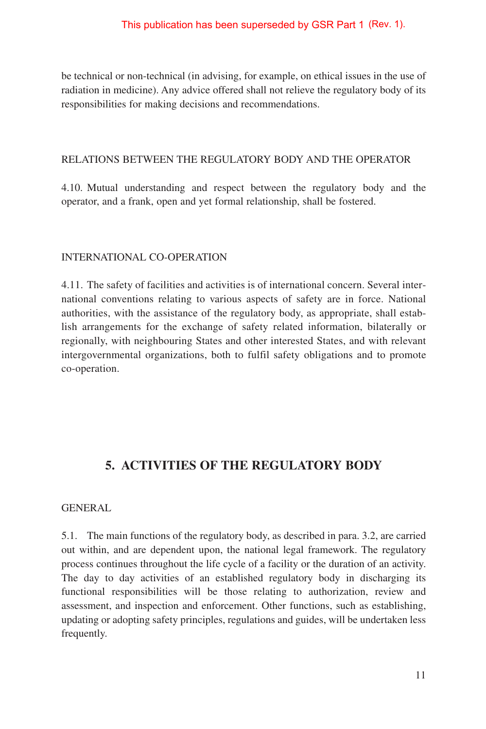This publication has been superseded by GSR Part 1 (Rev. 1).

be technical or non-technical (in advising, for example, on ethical issues in the use of radiation in medicine). Any advice offered shall not relieve the regulatory body of its responsibilities for making decisions and recommendations.

### RELATIONS BETWEEN THE REGULATORY BODY AND THE OPERATOR

4.10. Mutual understanding and respect between the regulatory body and the operator, and a frank, open and yet formal relationship, shall be fostered.

### INTERNATIONAL CO-OPERATION

4.11. The safety of facilities and activities is of international concern. Several international conventions relating to various aspects of safety are in force. National authorities, with the assistance of the regulatory body, as appropriate, shall establish arrangements for the exchange of safety related information, bilaterally or regionally, with neighbouring States and other interested States, and with relevant intergovernmental organizations, both to fulfil safety obligations and to promote co-operation.

## 5. ACTIVITIES OF THE REGULATORY BODY

### GENERAL

5.1. The main functions of the regulatory body, as described in para. 3.2, are carried out within, and are dependent upon, the national legal framework. The regulatory process continues throughout the life cycle of a facility or the duration of an activity. The day to day activities of an established regulatory body in discharging its functional responsibilities will be those relating to authorization, review and assessment, and inspection and enforcement. Other functions, such as establishing, updating or adopting safety principles, regulations and guides, will be undertaken less frequently.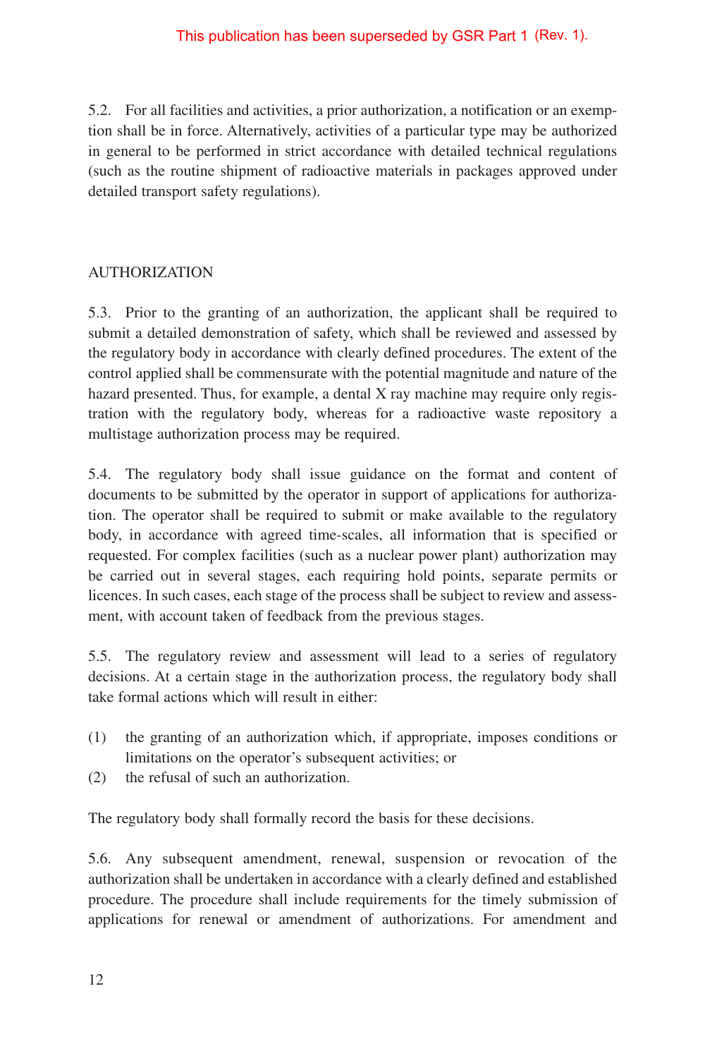5.2. For all facilities and activities, a prior authorization, a notification or an exemption shall be in force. Alternatively, activities of a particular type may be authorized in general to be performed in strict accordance with detailed technical regulations (such as the routine shipment of radioactive materials in packages approved under detailed transport safety regulations).

## AUTHORIZATION

5.3. Prior to the granting of an authorization, the applicant shall be required to submit a detailed demonstration of safety, which shall be reviewed and assessed by the regulatory body in accordance with clearly defined procedures. The extent of the control applied shall be commensurate with the potential magnitude and nature of the hazard presented. Thus, for example, a dental X ray machine may require only registration with the regulatory body, whereas for a radioactive waste repository a multistage authorization process may be required.

5.4. The regulatory body shall issue guidance on the format and content of documents to be submitted by the operator in support of applications for authorization. The operator shall be required to submit or make available to the regulatory body, in accordance with agreed time-scales, all information that is specified or requested. For complex facilities (such as a nuclear power plant) authorization may be carried out in several stages, each requiring hold points, separate permits or licences. In such cases, each stage of the process shall be subject to review and assessment, with account taken of feedback from the previous stages.

5.5. The regulatory review and assessment will lead to a series of regulatory decisions. At a certain stage in the authorization process, the regulatory body shall take formal actions which will result in either:

(1) the granting of an authorization which, if appropriate, imposes conditions or limitations on the operator's subsequent activities; or
(2) the refusal of such an authorization.

The regulatory body shall formally record the basis for these decisions.

5.6. Any subsequent amendment, renewal, suspension or revocation of the authorization shall be undertaken in accordance with a clearly defined and established procedure. The procedure shall include requirements for the timely submission of applications for renewal or amendment of authorizations. For amendment and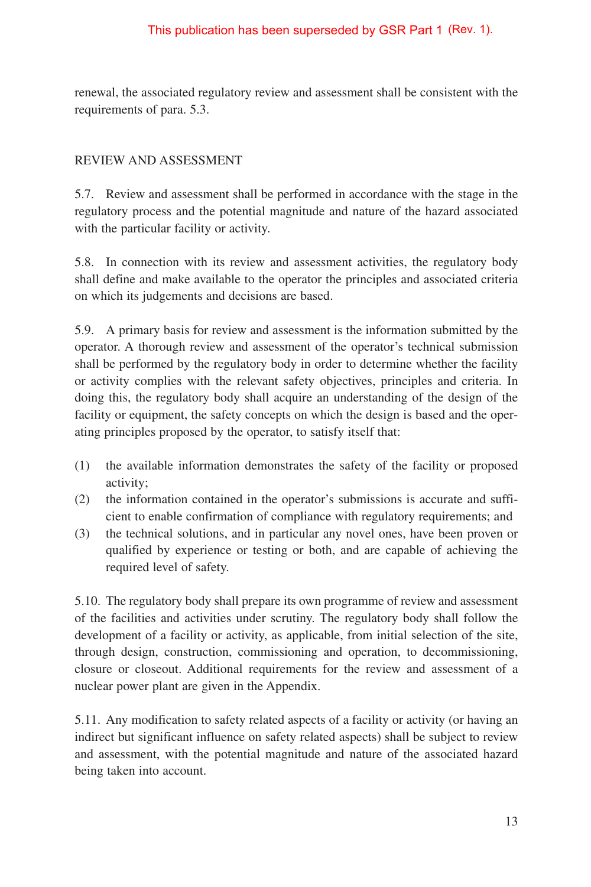This publication has been superseded by GSR Part 1 (Rev. 1).

renewal, the associated regulatory review and assessment shall be consistent with the requirements of para. 5.3.

## REVIEW AND ASSESSMENT

5.7. Review and assessment shall be performed in accordance with the stage in the regulatory process and the potential magnitude and nature of the hazard associated with the particular facility or activity.

5.8. In connection with its review and assessment activities, the regulatory body shall define and make available to the operator the principles and associated criteria on which its judgements and decisions are based.

5.9. A primary basis for review and assessment is the information submitted by the operator. A thorough review and assessment of the operator's technical submission shall be performed by the regulatory body in order to determine whether the facility or activity complies with the relevant safety objectives, principles and criteria. In doing this, the regulatory body shall acquire an understanding of the design of the facility or equipment, the safety concepts on which the design is based and the operating principles proposed by the operator, to satisfy itself that:

(1) the available information demonstrates the safety of the facility or proposed activity;
(2) the information contained in the operator's submissions is accurate and sufficient to enable confirmation of compliance with regulatory requirements; and
(3) the technical solutions, and in particular any novel ones, have been proven or qualified by experience or testing or both, and are capable of achieving the required level of safety.

5.10. The regulatory body shall prepare its own programme of review and assessment of the facilities and activities under scrutiny. The regulatory body shall follow the development of a facility or activity, as applicable, from initial selection of the site, through design, construction, commissioning and operation, to decommissioning, closure or closeout. Additional requirements for the review and assessment of a nuclear power plant are given in the Appendix.

5.11. Any modification to safety related aspects of a facility or activity (or having an indirect but significant influence on safety related aspects) shall be subject to review and assessment, with the potential magnitude and nature of the associated hazard being taken into account.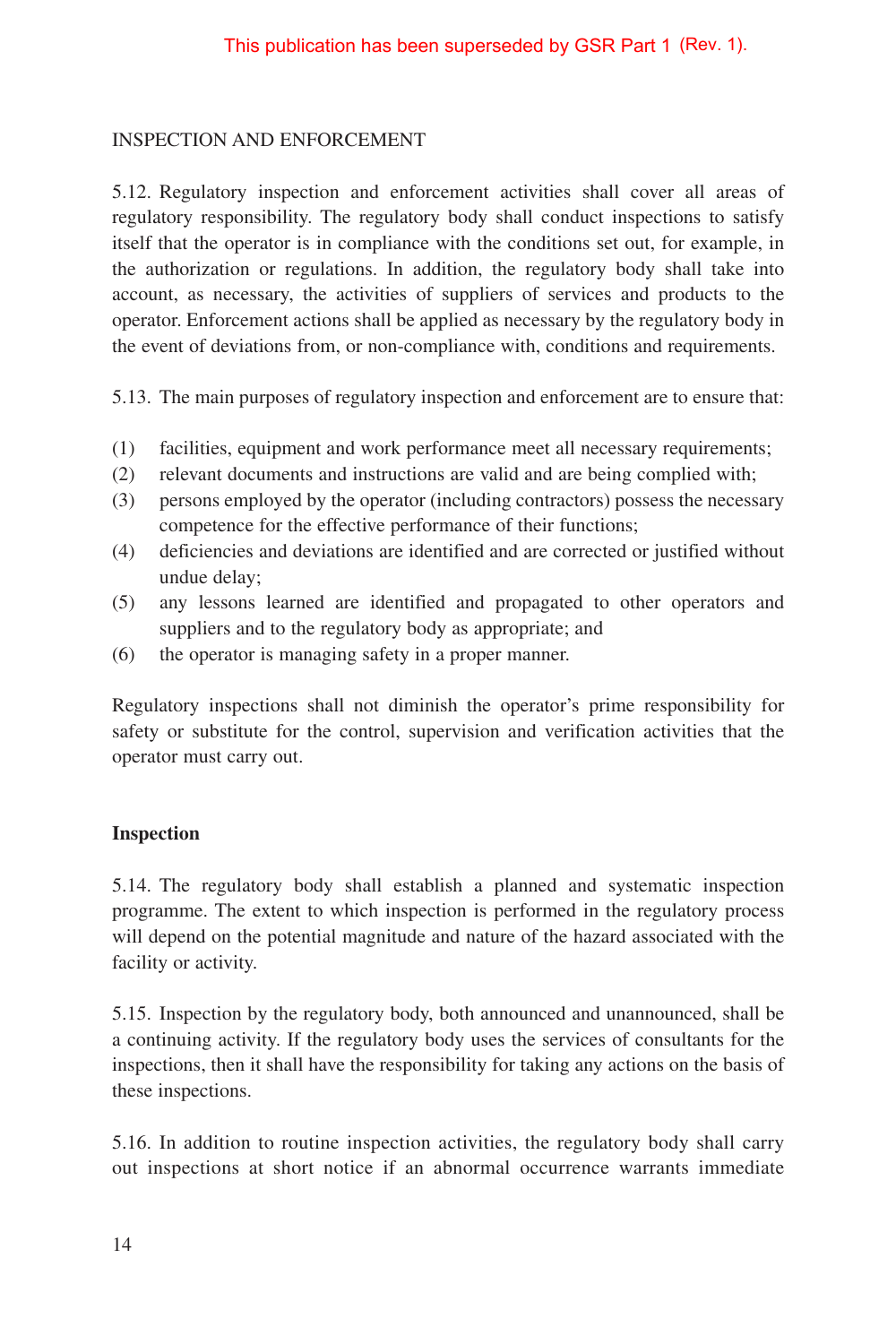This publication has been superseded by GSR Part 1 (Rev. 1).

## INSPECTION AND ENFORCEMENT

5.12. Regulatory inspection and enforcement activities shall cover all areas of regulatory responsibility. The regulatory body shall conduct inspections to satisfy itself that the operator is in compliance with the conditions set out, for example, in the authorization or regulations. In addition, the regulatory body shall take into account, as necessary, the activities of suppliers of services and products to the operator. Enforcement actions shall be applied as necessary by the regulatory body in the event of deviations from, or non-compliance with, conditions and requirements.

5.13. The main purposes of regulatory inspection and enforcement are to ensure that:

(1) facilities, equipment and work performance meet all necessary requirements;
(2) relevant documents and instructions are valid and are being complied with;
(3) persons employed by the operator (including contractors) possess the necessary competence for the effective performance of their functions;
(4) deficiencies and deviations are identified and are corrected or justified without undue delay;
(5) any lessons learned are identified and propagated to other operators and suppliers and to the regulatory body as appropriate; and
(6) the operator is managing safety in a proper manner.

Regulatory inspections shall not diminish the operator's prime responsibility for safety or substitute for the control, supervision and verification activities that the operator must carry out.

### Inspection

5.14. The regulatory body shall establish a planned and systematic inspection programme. The extent to which inspection is performed in the regulatory process will depend on the potential magnitude and nature of the hazard associated with the facility or activity.

5.15. Inspection by the regulatory body, both announced and unannounced, shall be a continuing activity. If the regulatory body uses the services of consultants for the inspections, then it shall have the responsibility for taking any actions on the basis of these inspections.

5.16. In addition to routine inspection activities, the regulatory body shall carry out inspections at short notice if an abnormal occurrence warrants immediate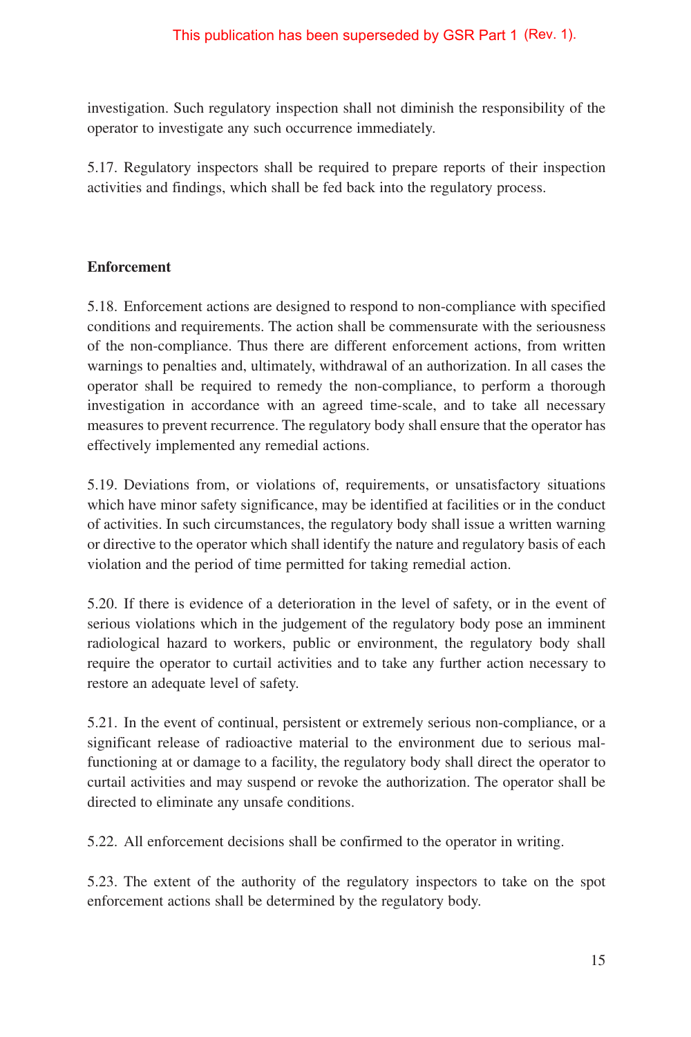investigation. Such regulatory inspection shall not diminish the responsibility of the operator to investigate any such occurrence immediately.

5.17. Regulatory inspectors shall be required to prepare reports of their inspection activities and findings, which shall be fed back into the regulatory process.

**Enforcement**

5.18. Enforcement actions are designed to respond to non-compliance with specified conditions and requirements. The action shall be commensurate with the seriousness of the non-compliance. Thus there are different enforcement actions, from written warnings to penalties and, ultimately, withdrawal of an authorization. In all cases the operator shall be required to remedy the non-compliance, to perform a thorough investigation in accordance with an agreed time-scale, and to take all necessary measures to prevent recurrence. The regulatory body shall ensure that the operator has effectively implemented any remedial actions.

5.19. Deviations from, or violations of, requirements, or unsatisfactory situations which have minor safety significance, may be identified at facilities or in the conduct of activities. In such circumstances, the regulatory body shall issue a written warning or directive to the operator which shall identify the nature and regulatory basis of each violation and the period of time permitted for taking remedial action.

5.20. If there is evidence of a deterioration in the level of safety, or in the event of serious violations which in the judgement of the regulatory body pose an imminent radiological hazard to workers, public or environment, the regulatory body shall require the operator to curtail activities and to take any further action necessary to restore an adequate level of safety.

5.21. In the event of continual, persistent or extremely serious non-compliance, or a significant release of radioactive material to the environment due to serious malfunctioning at or damage to a facility, the regulatory body shall direct the operator to curtail activities and may suspend or revoke the authorization. The operator shall be directed to eliminate any unsafe conditions.

5.22. All enforcement decisions shall be confirmed to the operator in writing.

5.23. The extent of the authority of the regulatory inspectors to take on the spot enforcement actions shall be determined by the regulatory body.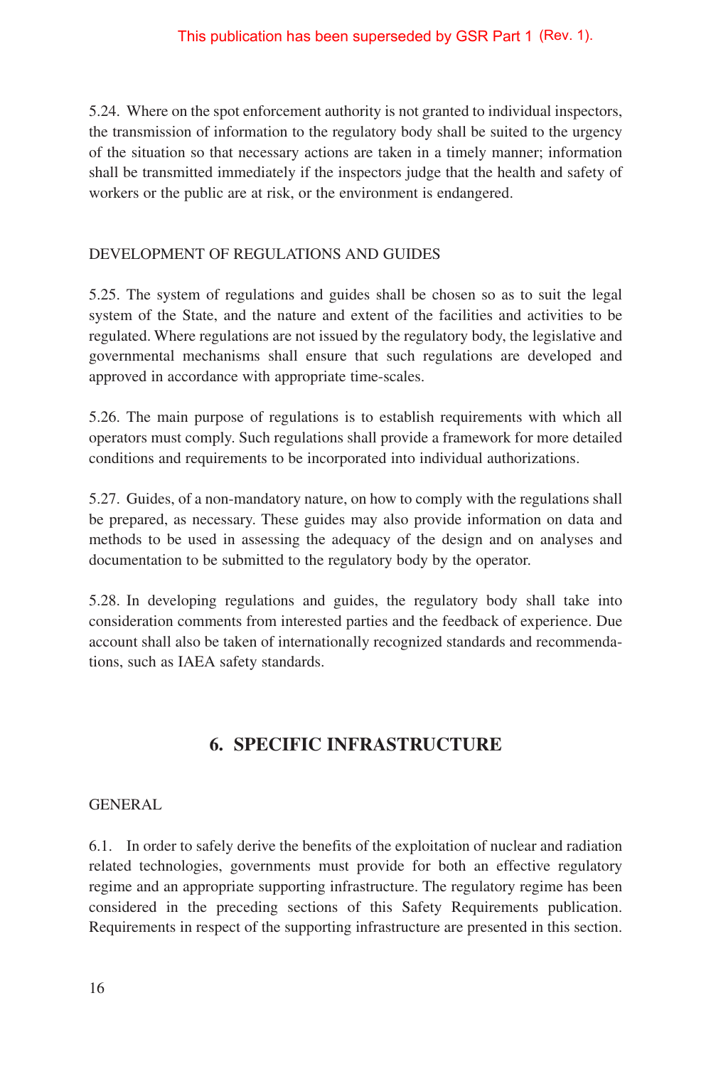This publication has been superseded by GSR Part 1 (Rev. 1).

5.24. Where on the spot enforcement authority is not granted to individual inspectors, the transmission of information to the regulatory body shall be suited to the urgency of the situation so that necessary actions are taken in a timely manner; information shall be transmitted immediately if the inspectors judge that the health and safety of workers or the public are at risk, or the environment is endangered.

### DEVELOPMENT OF REGULATIONS AND GUIDES

5.25. The system of regulations and guides shall be chosen so as to suit the legal system of the State, and the nature and extent of the facilities and activities to be regulated. Where regulations are not issued by the regulatory body, the legislative and governmental mechanisms shall ensure that such regulations are developed and approved in accordance with appropriate time-scales.

5.26. The main purpose of regulations is to establish requirements with which all operators must comply. Such regulations shall provide a framework for more detailed conditions and requirements to be incorporated into individual authorizations.

5.27. Guides, of a non-mandatory nature, on how to comply with the regulations shall be prepared, as necessary. These guides may also provide information on data and methods to be used in assessing the adequacy of the design and on analyses and documentation to be submitted to the regulatory body by the operator.

5.28. In developing regulations and guides, the regulatory body shall take into consideration comments from interested parties and the feedback of experience. Due account shall also be taken of internationally recognized standards and recommendations, such as IAEA safety standards.

## 6. SPECIFIC INFRASTRUCTURE

### GENERAL

6.1. In order to safely derive the benefits of the exploitation of nuclear and radiation related technologies, governments must provide for both an effective regulatory regime and an appropriate supporting infrastructure. The regulatory regime has been considered in the preceding sections of this Safety Requirements publication. Requirements in respect of the supporting infrastructure are presented in this section.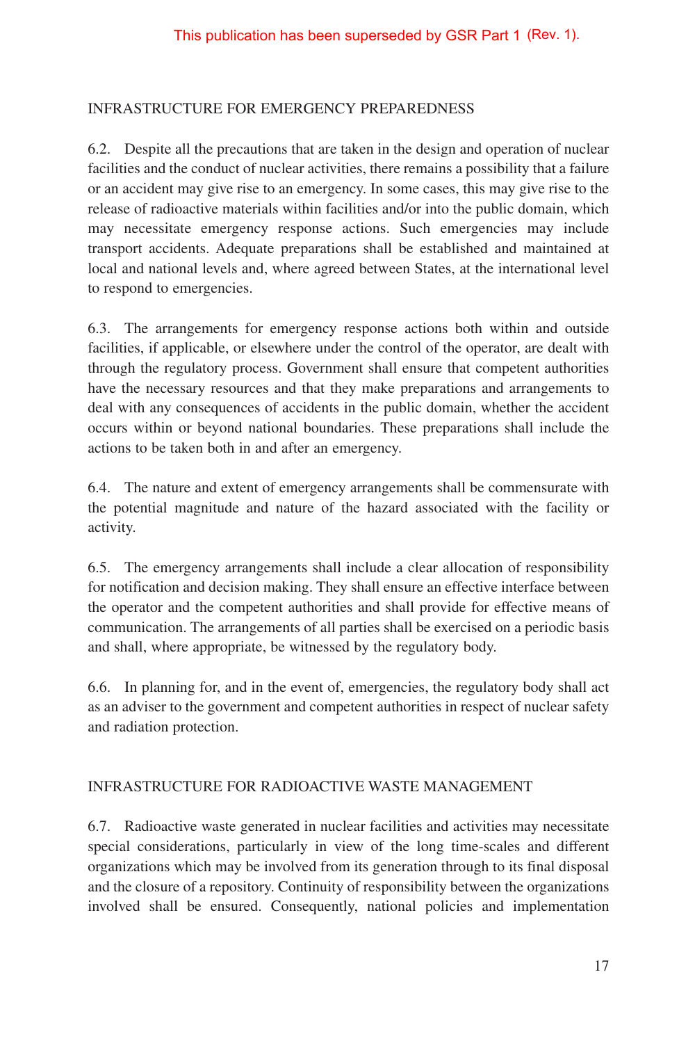This publication has been superseded by GSR Part 1 (Rev. 1).

## INFRASTRUCTURE FOR EMERGENCY PREPAREDNESS

6.2. Despite all the precautions that are taken in the design and operation of nuclear facilities and the conduct of nuclear activities, there remains a possibility that a failure or an accident may give rise to an emergency. In some cases, this may give rise to the release of radioactive materials within facilities and/or into the public domain, which may necessitate emergency response actions. Such emergencies may include transport accidents. Adequate preparations shall be established and maintained at local and national levels and, where agreed between States, at the international level to respond to emergencies.

6.3. The arrangements for emergency response actions both within and outside facilities, if applicable, or elsewhere under the control of the operator, are dealt with through the regulatory process. Government shall ensure that competent authorities have the necessary resources and that they make preparations and arrangements to deal with any consequences of accidents in the public domain, whether the accident occurs within or beyond national boundaries. These preparations shall include the actions to be taken both in and after an emergency.

6.4. The nature and extent of emergency arrangements shall be commensurate with the potential magnitude and nature of the hazard associated with the facility or activity.

6.5. The emergency arrangements shall include a clear allocation of responsibility for notification and decision making. They shall ensure an effective interface between the operator and the competent authorities and shall provide for effective means of communication. The arrangements of all parties shall be exercised on a periodic basis and shall, where appropriate, be witnessed by the regulatory body.

6.6. In planning for, and in the event of, emergencies, the regulatory body shall act as an adviser to the government and competent authorities in respect of nuclear safety and radiation protection.

## INFRASTRUCTURE FOR RADIOACTIVE WASTE MANAGEMENT

6.7. Radioactive waste generated in nuclear facilities and activities may necessitate special considerations, particularly in view of the long time-scales and different organizations which may be involved from its generation through to its final disposal and the closure of a repository. Continuity of responsibility between the organizations involved shall be ensured. Consequently, national policies and implementation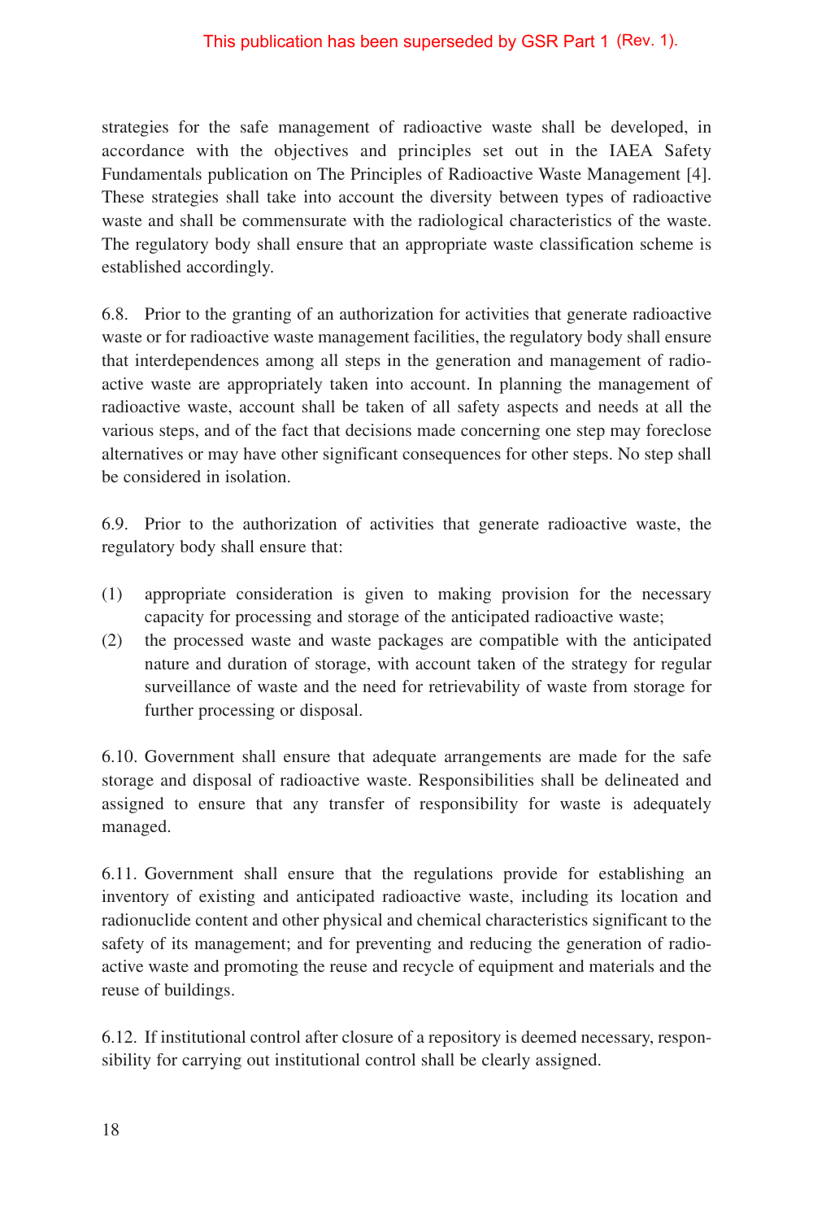strategies for the safe management of radioactive waste shall be developed, in accordance with the objectives and principles set out in the IAEA Safety Fundamentals publication on The Principles of Radioactive Waste Management [4]. These strategies shall take into account the diversity between types of radioactive waste and shall be commensurate with the radiological characteristics of the waste. The regulatory body shall ensure that an appropriate waste classification scheme is established accordingly.

6.8. Prior to the granting of an authorization for activities that generate radioactive waste or for radioactive waste management facilities, the regulatory body shall ensure that interdependences among all steps in the generation and management of radioactive waste are appropriately taken into account. In planning the management of radioactive waste, account shall be taken of all safety aspects and needs at all the various steps, and of the fact that decisions made concerning one step may foreclose alternatives or may have other significant consequences for other steps. No step shall be considered in isolation.

6.9. Prior to the authorization of activities that generate radioactive waste, the regulatory body shall ensure that:

(1) appropriate consideration is given to making provision for the necessary capacity for processing and storage of the anticipated radioactive waste;
(2) the processed waste and waste packages are compatible with the anticipated nature and duration of storage, with account taken of the strategy for regular surveillance of waste and the need for retrievability of waste from storage for further processing or disposal.

6.10. Government shall ensure that adequate arrangements are made for the safe storage and disposal of radioactive waste. Responsibilities shall be delineated and assigned to ensure that any transfer of responsibility for waste is adequately managed.

6.11. Government shall ensure that the regulations provide for establishing an inventory of existing and anticipated radioactive waste, including its location and radionuclide content and other physical and chemical characteristics significant to the safety of its management; and for preventing and reducing the generation of radioactive waste and promoting the reuse and recycle of equipment and materials and the reuse of buildings.

6.12. If institutional control after closure of a repository is deemed necessary, responsibility for carrying out institutional control shall be clearly assigned.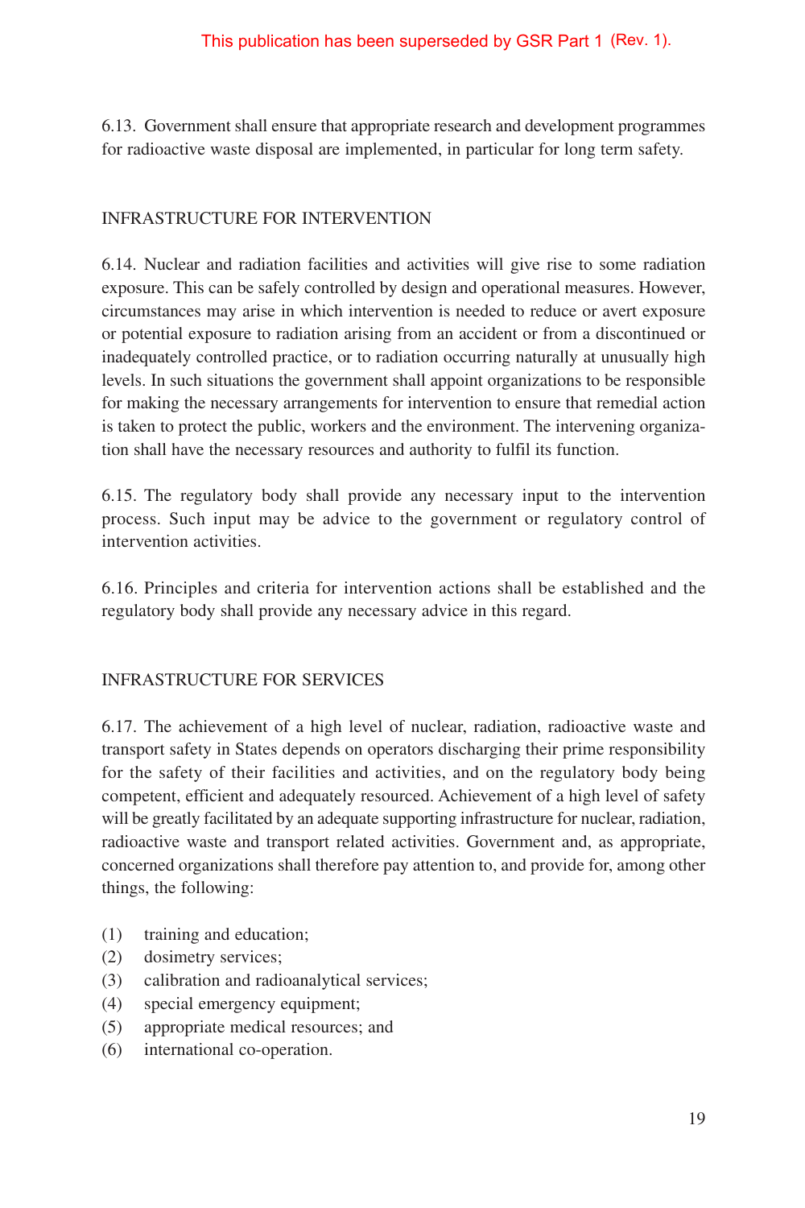This publication has been superseded by GSR Part 1 (Rev. 1).

6.13. Government shall ensure that appropriate research and development programmes for radioactive waste disposal are implemented, in particular for long term safety.

## INFRASTRUCTURE FOR INTERVENTION

6.14. Nuclear and radiation facilities and activities will give rise to some radiation exposure. This can be safely controlled by design and operational measures. However, circumstances may arise in which intervention is needed to reduce or avert exposure or potential exposure to radiation arising from an accident or from a discontinued or inadequately controlled practice, or to radiation occurring naturally at unusually high levels. In such situations the government shall appoint organizations to be responsible for making the necessary arrangements for intervention to ensure that remedial action is taken to protect the public, workers and the environment. The intervening organization shall have the necessary resources and authority to fulfil its function.

6.15. The regulatory body shall provide any necessary input to the intervention process. Such input may be advice to the government or regulatory control of intervention activities.

6.16. Principles and criteria for intervention actions shall be established and the regulatory body shall provide any necessary advice in this regard.

## INFRASTRUCTURE FOR SERVICES

6.17. The achievement of a high level of nuclear, radiation, radioactive waste and transport safety in States depends on operators discharging their prime responsibility for the safety of their facilities and activities, and on the regulatory body being competent, efficient and adequately resourced. Achievement of a high level of safety will be greatly facilitated by an adequate supporting infrastructure for nuclear, radiation, radioactive waste and transport related activities. Government and, as appropriate, concerned organizations shall therefore pay attention to, and provide for, among other things, the following:

(1) training and education;
(2) dosimetry services;
(3) calibration and radioanalytical services;
(4) special emergency equipment;
(5) appropriate medical resources; and
(6) international co-operation.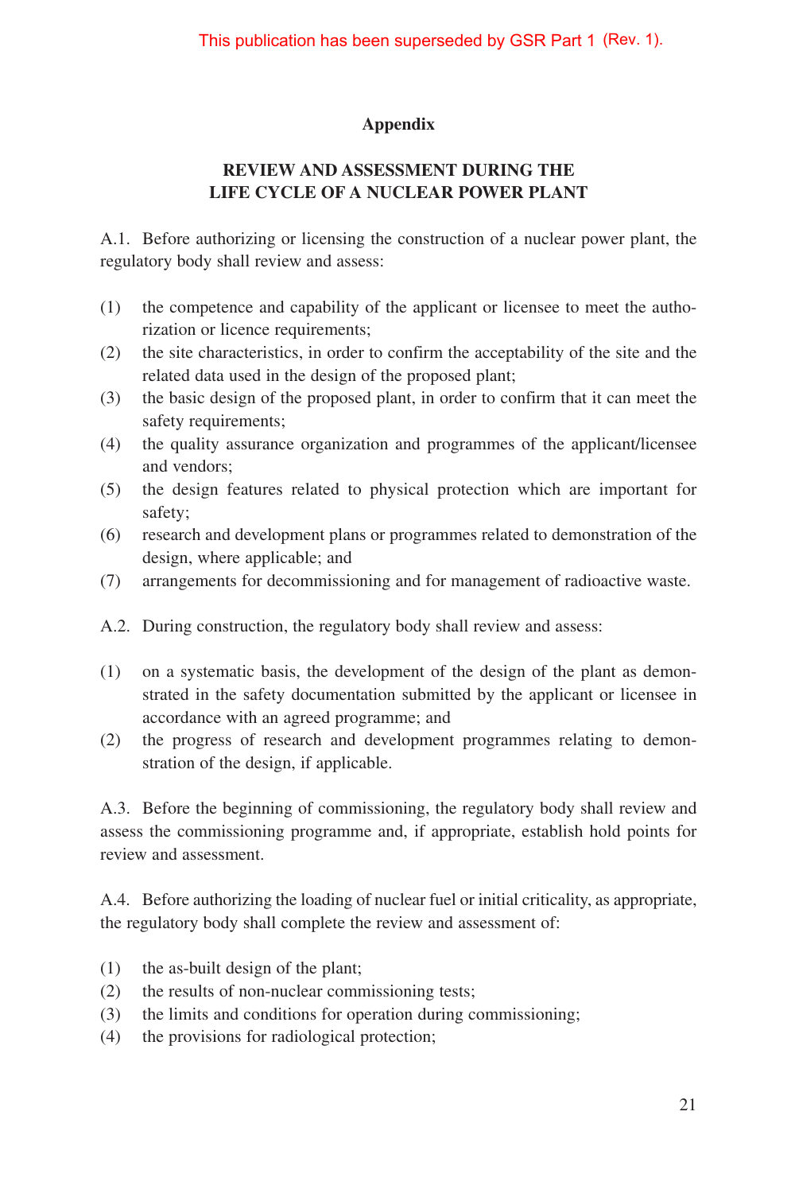This publication has been superseded by GSR Part 1 (Rev. 1).

## Appendix

## REVIEW AND ASSESSMENT DURING THE LIFE CYCLE OF A NUCLEAR POWER PLANT

A.1. Before authorizing or licensing the construction of a nuclear power plant, the regulatory body shall review and assess:

(1) the competence and capability of the applicant or licensee to meet the authorization or licence requirements;
(2) the site characteristics, in order to confirm the acceptability of the site and the related data used in the design of the proposed plant;
(3) the basic design of the proposed plant, in order to confirm that it can meet the safety requirements;
(4) the quality assurance organization and programmes of the applicant/licensee and vendors;
(5) the design features related to physical protection which are important for safety;
(6) research and development plans or programmes related to demonstration of the design, where applicable; and
(7) arrangements for decommissioning and for management of radioactive waste.

A.2. During construction, the regulatory body shall review and assess:

(1) on a systematic basis, the development of the design of the plant as demonstrated in the safety documentation submitted by the applicant or licensee in accordance with an agreed programme; and
(2) the progress of research and development programmes relating to demonstration of the design, if applicable.

A.3. Before the beginning of commissioning, the regulatory body shall review and assess the commissioning programme and, if appropriate, establish hold points for review and assessment.

A.4. Before authorizing the loading of nuclear fuel or initial criticality, as appropriate, the regulatory body shall complete the review and assessment of:

(1) the as-built design of the plant;
(2) the results of non-nuclear commissioning tests;
(3) the limits and conditions for operation during commissioning;
(4) the provisions for radiological protection;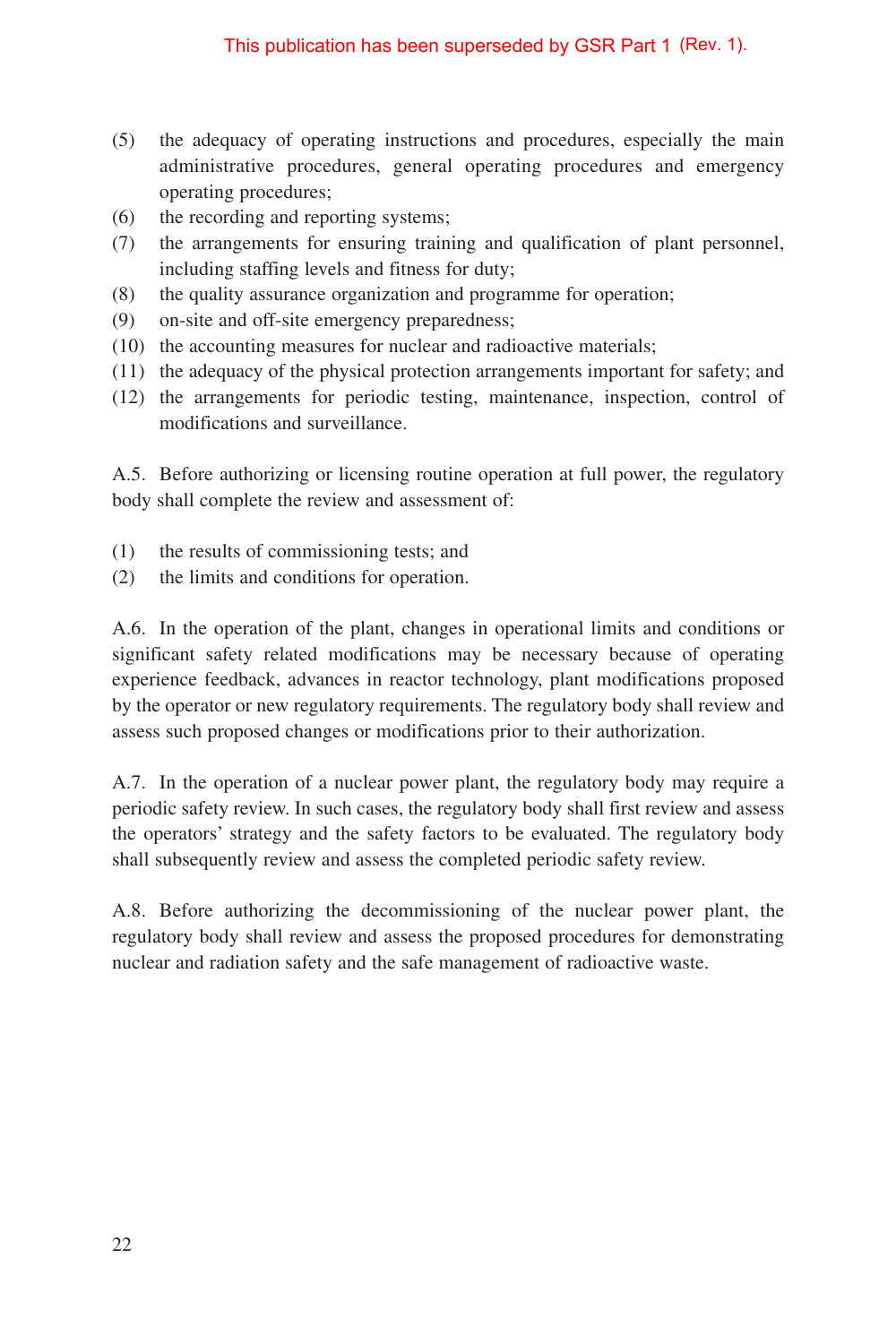This publication has been superseded by GSR Part 1 (Rev. 1).

(5) the adequacy of operating instructions and procedures, especially the main administrative procedures, general operating procedures and emergency operating procedures;

(6) the recording and reporting systems;

(7) the arrangements for ensuring training and qualification of plant personnel, including staffing levels and fitness for duty;

(8) the quality assurance organization and programme for operation;

(9) on-site and off-site emergency preparedness;

(10) the accounting measures for nuclear and radioactive materials;

(11) the adequacy of the physical protection arrangements important for safety; and

(12) the arrangements for periodic testing, maintenance, inspection, control of modifications and surveillance.

A.5. Before authorizing or licensing routine operation at full power, the regulatory body shall complete the review and assessment of:

(1) the results of commissioning tests; and

(2) the limits and conditions for operation.

A.6. In the operation of the plant, changes in operational limits and conditions or significant safety related modifications may be necessary because of operating experience feedback, advances in reactor technology, plant modifications proposed by the operator or new regulatory requirements. The regulatory body shall review and assess such proposed changes or modifications prior to their authorization.

A.7. In the operation of a nuclear power plant, the regulatory body may require a periodic safety review. In such cases, the regulatory body shall first review and assess the operators' strategy and the safety factors to be evaluated. The regulatory body shall subsequently review and assess the completed periodic safety review.

A.8. Before authorizing the decommissioning of the nuclear power plant, the regulatory body shall review and assess the proposed procedures for demonstrating nuclear and radiation safety and the safe management of radioactive waste.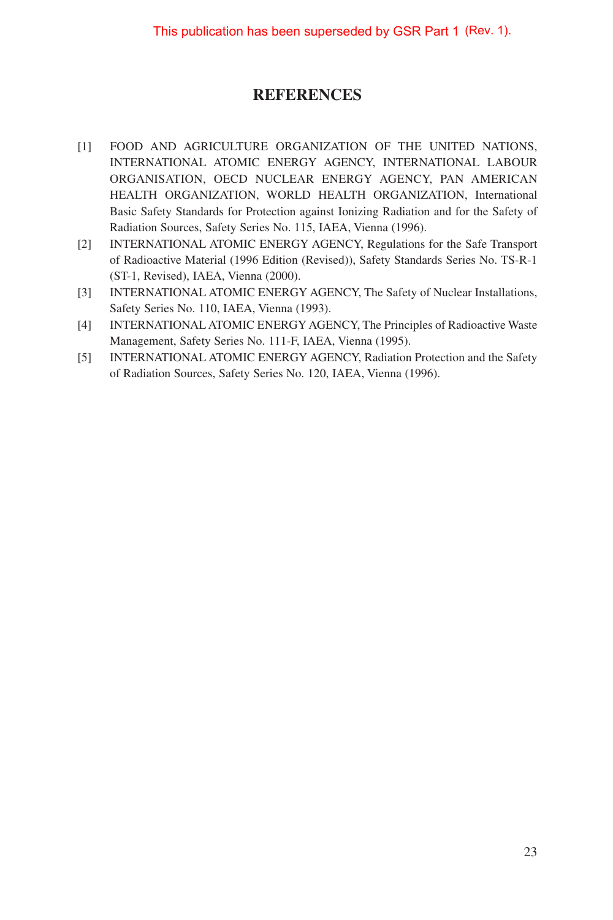This publication has been superseded by GSR Part 1 (Rev. 1).

## REFERENCES

[1] FOOD AND AGRICULTURE ORGANIZATION OF THE UNITED NATIONS, INTERNATIONAL ATOMIC ENERGY AGENCY, INTERNATIONAL LABOUR ORGANISATION, OECD NUCLEAR ENERGY AGENCY, PAN AMERICAN HEALTH ORGANIZATION, WORLD HEALTH ORGANIZATION, International Basic Safety Standards for Protection against Ionizing Radiation and for the Safety of Radiation Sources, Safety Series No. 115, IAEA, Vienna (1996).

[2] INTERNATIONAL ATOMIC ENERGY AGENCY, Regulations for the Safe Transport of Radioactive Material (1996 Edition (Revised)), Safety Standards Series No. TS-R-1 (ST-1, Revised), IAEA, Vienna (2000).

[3] INTERNATIONAL ATOMIC ENERGY AGENCY, The Safety of Nuclear Installations, Safety Series No. 110, IAEA, Vienna (1993).

[4] INTERNATIONAL ATOMIC ENERGY AGENCY, The Principles of Radioactive Waste Management, Safety Series No. 111-F, IAEA, Vienna (1995).

[5] INTERNATIONAL ATOMIC ENERGY AGENCY, Radiation Protection and the Safety of Radiation Sources, Safety Series No. 120, IAEA, Vienna (1996).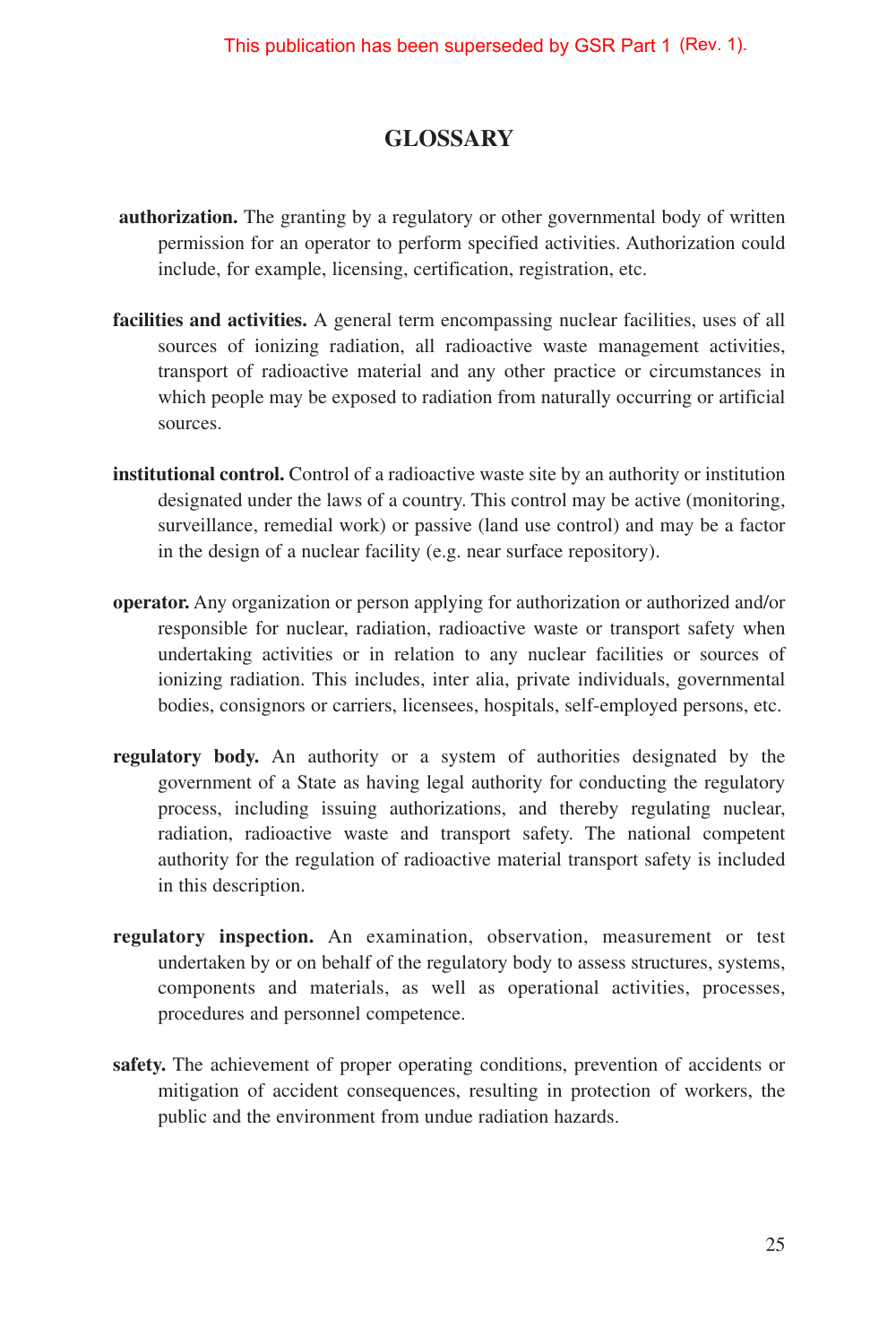This publication has been superseded by GSR Part 1 (Rev. 1).

# GLOSSARY

**authorization.** The granting by a regulatory or other governmental body of written permission for an operator to perform specified activities. Authorization could include, for example, licensing, certification, registration, etc.

**facilities and activities.** A general term encompassing nuclear facilities, uses of all sources of ionizing radiation, all radioactive waste management activities, transport of radioactive material and any other practice or circumstances in which people may be exposed to radiation from naturally occurring or artificial sources.

**institutional control.** Control of a radioactive waste site by an authority or institution designated under the laws of a country. This control may be active (monitoring, surveillance, remedial work) or passive (land use control) and may be a factor in the design of a nuclear facility (e.g. near surface repository).

**operator.** Any organization or person applying for authorization or authorized and/or responsible for nuclear, radiation, radioactive waste or transport safety when undertaking activities or in relation to any nuclear facilities or sources of ionizing radiation. This includes, inter alia, private individuals, governmental bodies, consignors or carriers, licensees, hospitals, self-employed persons, etc.

**regulatory body.** An authority or a system of authorities designated by the government of a State as having legal authority for conducting the regulatory process, including issuing authorizations, and thereby regulating nuclear, radiation, radioactive waste and transport safety. The national competent authority for the regulation of radioactive material transport safety is included in this description.

**regulatory inspection.** An examination, observation, measurement or test undertaken by or on behalf of the regulatory body to assess structures, systems, components and materials, as well as operational activities, processes, procedures and personnel competence.

**safety.** The achievement of proper operating conditions, prevention of accidents or mitigation of accident consequences, resulting in protection of workers, the public and the environment from undue radiation hazards.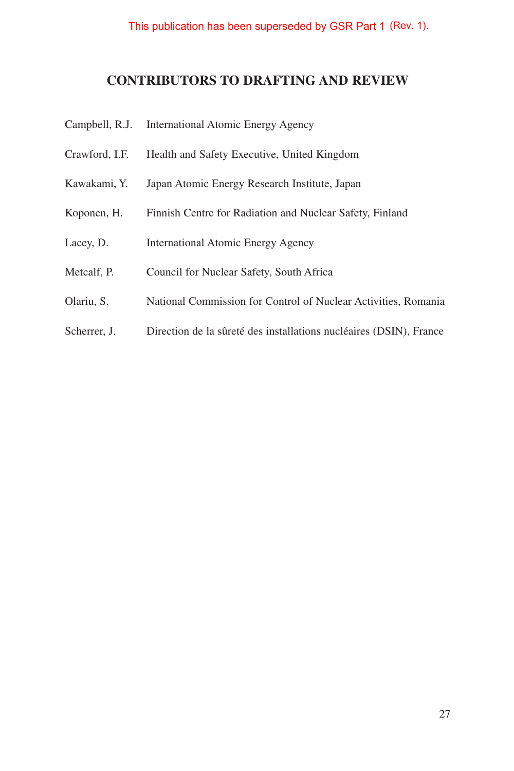This publication has been superseded by GSR Part 1 (Rev. 1).

## CONTRIBUTORS TO DRAFTING AND REVIEW

| | |
|---|---|
| Campbell, R.J. | International Atomic Energy Agency |
| Crawford, I.F. | Health and Safety Executive, United Kingdom |
| Kawakami, Y. | Japan Atomic Energy Research Institute, Japan |
| Koponen, H. | Finnish Centre for Radiation and Nuclear Safety, Finland |
| Lacey, D. | International Atomic Energy Agency |
| Metcalf, P. | Council for Nuclear Safety, South Africa |
| Olariu, S. | National Commission for Control of Nuclear Activities, Romania |
| Scherrer, J. | Direction de la sûreté des installations nucléaires (DSIN), France |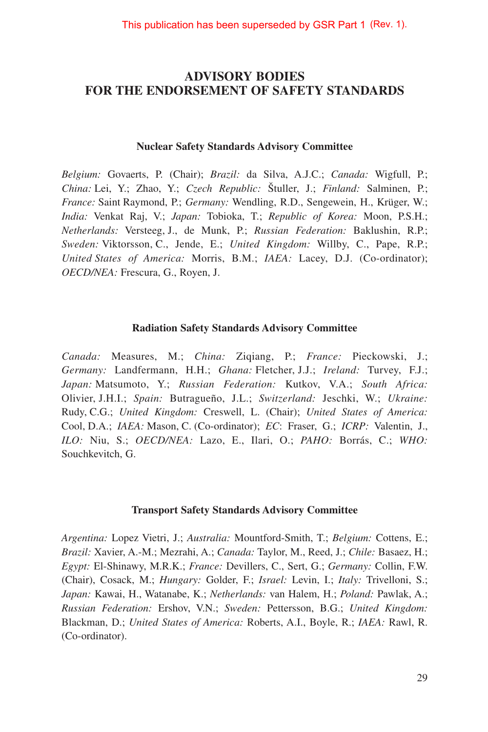This publication has been superseded by GSR Part 1 (Rev. 1).

# ADVISORY BODIES FOR THE ENDORSEMENT OF SAFETY STANDARDS

## Nuclear Safety Standards Advisory Committee

*Belgium:* Govaerts, P. (Chair); *Brazil:* da Silva, A.J.C.; *Canada:* Wigfull, P.; *China:* Lei, Y.; Zhao, Y.; *Czech Republic:* Štuller, J.; *Finland:* Salminen, P.; *France:* Saint Raymond, P.; *Germany:* Wendling, R.D., Sengewein, H., Krüger, W.; *India:* Venkat Raj, V.; *Japan:* Tobioka, T.; *Republic of Korea:* Moon, P.S.H.; *Netherlands:* Versteeg, J., de Munk, P.; *Russian Federation:* Baklushin, R.P.; *Sweden:* Viktorsson, C., Jende, E.; *United Kingdom:* Willby, C., Pape, R.P.; *United States of America:* Morris, B.M.; *IAEA:* Lacey, D.J. (Co-ordinator); *OECD/NEA:* Frescura, G., Royen, J.

## Radiation Safety Standards Advisory Committee

*Canada:* Measures, M.; *China:* Ziqiang, P.; *France:* Pieckowski, J.; *Germany:* Landfermann, H.H.; *Ghana:* Fletcher, J.J.; *Ireland:* Turvey, F.J.; *Japan:* Matsumoto, Y.; *Russian Federation:* Kutkov, V.A.; *South Africa:* Olivier, J.H.I.; *Spain:* Butragueño, J.L.; *Switzerland:* Jeschki, W.; *Ukraine:* Rudy, C.G.; *United Kingdom:* Creswell, L. (Chair); *United States of America:* Cool, D.A.; *IAEA:* Mason, C. (Co-ordinator); *EC*: Fraser, G.; *ICRP:* Valentin, J., *ILO:* Niu, S.; *OECD/NEA:* Lazo, E., Ilari, O.; *PAHO:* Borrás, C.; *WHO:* Souchkevitch, G.

## Transport Safety Standards Advisory Committee

*Argentina:* Lopez Vietri, J.; *Australia:* Mountford-Smith, T.; *Belgium:* Cottens, E.; *Brazil:* Xavier, A.-M.; Mezrahi, A.; *Canada:* Taylor, M., Reed, J.; *Chile:* Basaez, H.; *Egypt:* El-Shinawy, M.R.K.; *France:* Devillers, C., Sert, G.; *Germany:* Collin, F.W. (Chair), Cosack, M.; *Hungary:* Golder, F.; *Israel:* Levin, I.; *Italy:* Trivelloni, S.; *Japan:* Kawai, H., Watanabe, K.; *Netherlands:* van Halem, H.; *Poland:* Pawlak, A.; *Russian Federation:* Ershov, V.N.; *Sweden:* Pettersson, B.G.; *United Kingdom:* Blackman, D.; *United States of America:* Roberts, A.I., Boyle, R.; *IAEA:* Rawl, R. (Co-ordinator).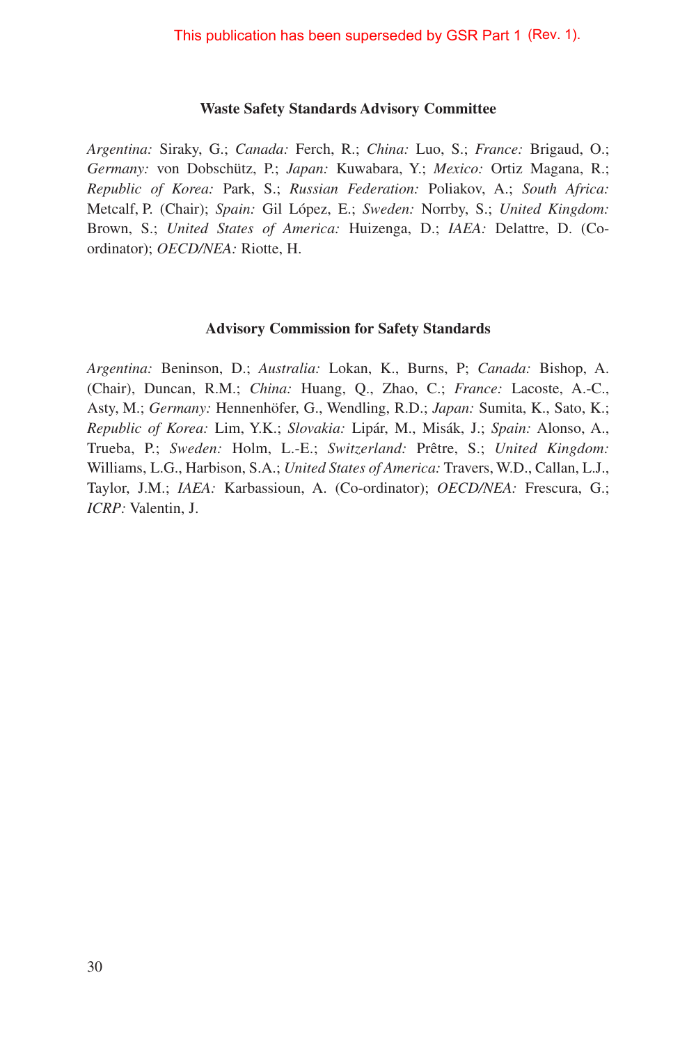This publication has been superseded by GSR Part 1 (Rev. 1).

## Waste Safety Standards Advisory Committee

*Argentina:* Siraky, G.; *Canada:* Ferch, R.; *China:* Luo, S.; *France:* Brigaud, O.; *Germany:* von Dobschütz, P.; *Japan:* Kuwabara, Y.; *Mexico:* Ortiz Magana, R.; *Republic of Korea:* Park, S.; *Russian Federation:* Poliakov, A.; *South Africa:* Metcalf, P. (Chair); *Spain:* Gil López, E.; *Sweden:* Norrby, S.; *United Kingdom:* Brown, S.; *United States of America:* Huizenga, D.; *IAEA:* Delattre, D. (Co-ordinator); *OECD/NEA:* Riotte, H.

## Advisory Commission for Safety Standards

*Argentina:* Beninson, D.; *Australia:* Lokan, K., Burns, P; *Canada:* Bishop, A. (Chair), Duncan, R.M.; *China:* Huang, Q., Zhao, C.; *France:* Lacoste, A.-C., Asty, M.; *Germany:* Hennenhöfer, G., Wendling, R.D.; *Japan:* Sumita, K., Sato, K.; *Republic of Korea:* Lim, Y.K.; *Slovakia:* Lipár, M., Misák, J.; *Spain:* Alonso, A., Trueba, P.; *Sweden:* Holm, L.-E.; *Switzerland:* Prêtre, S.; *United Kingdom:* Williams, L.G., Harbison, S.A.; *United States of America:* Travers, W.D., Callan, L.J., Taylor, J.M.; *IAEA:* Karbassioun, A. (Co-ordinator); *OECD/NEA:* Frescura, G.; *ICRP:* Valentin, J.